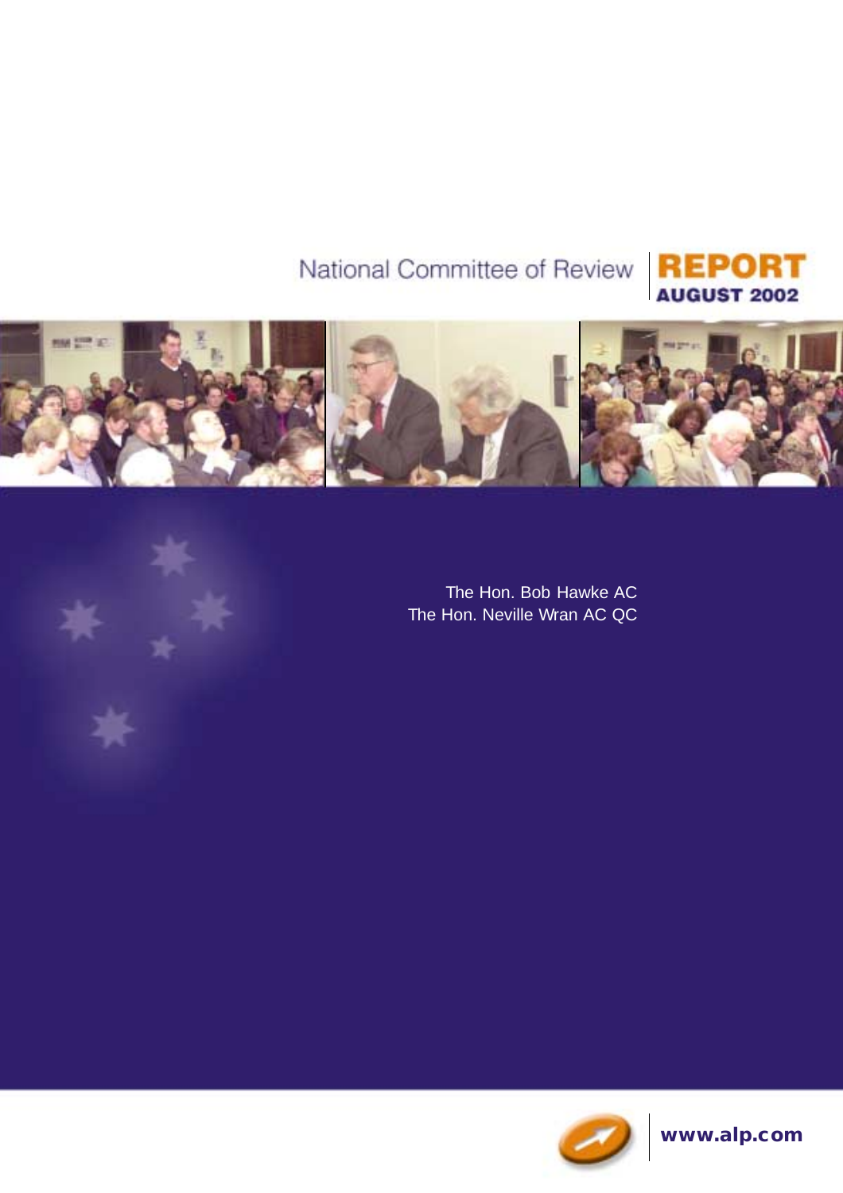National Committee of Review

# REPORT

**AUGUST 2002**

The Hon. Bob Hawke AC
The Hon. Neville Wran AC QC

**www.alp.com**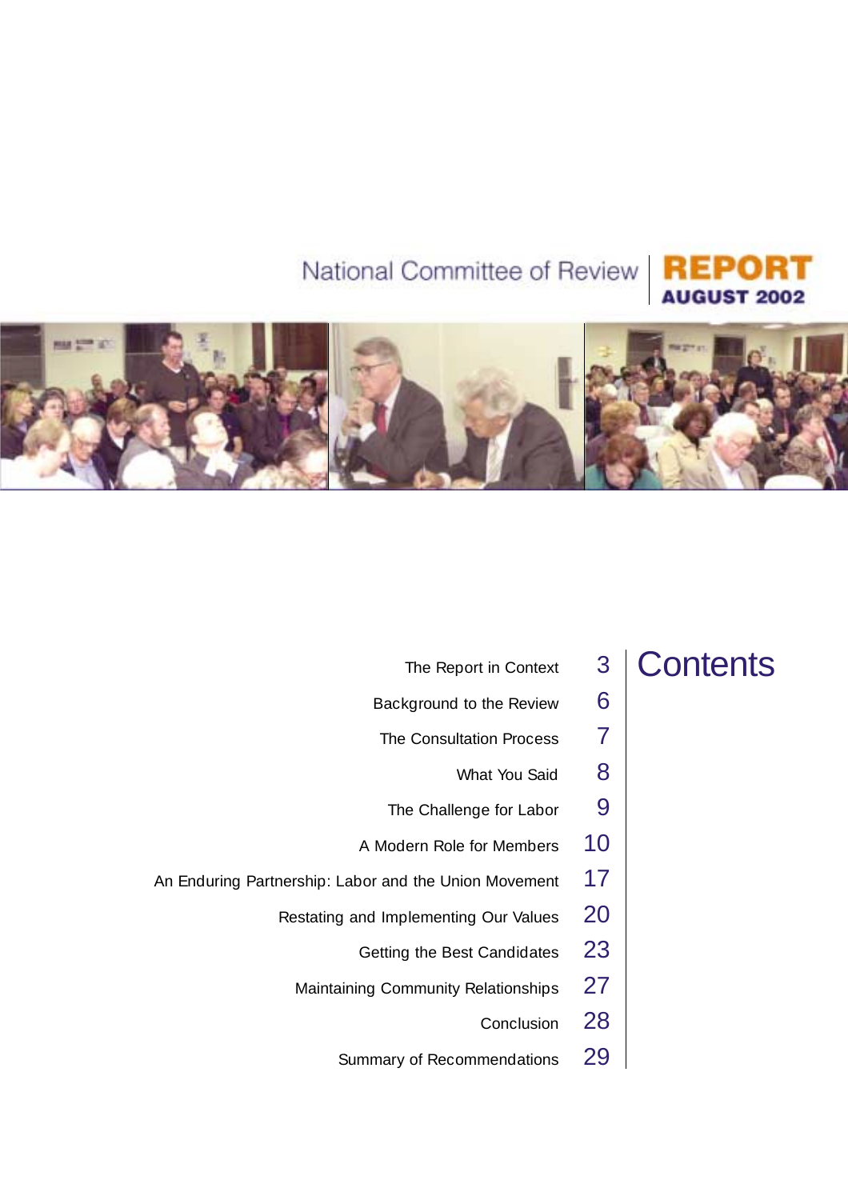National Committee of Review | **REPORT**
**AUGUST 2002**

# Contents

| | |
|---|---|
| The Report in Context | 3 |
| Background to the Review | 6 |
| The Consultation Process | 7 |
| What You Said | 8 |
| The Challenge for Labor | 9 |
| A Modern Role for Members | 10 |
| An Enduring Partnership: Labor and the Union Movement | 17 |
| Restating and Implementing Our Values | 20 |
| Getting the Best Candidates | 23 |
| Maintaining Community Relationships | 27 |
| Conclusion | 28 |
| Summary of Recommendations | 29 |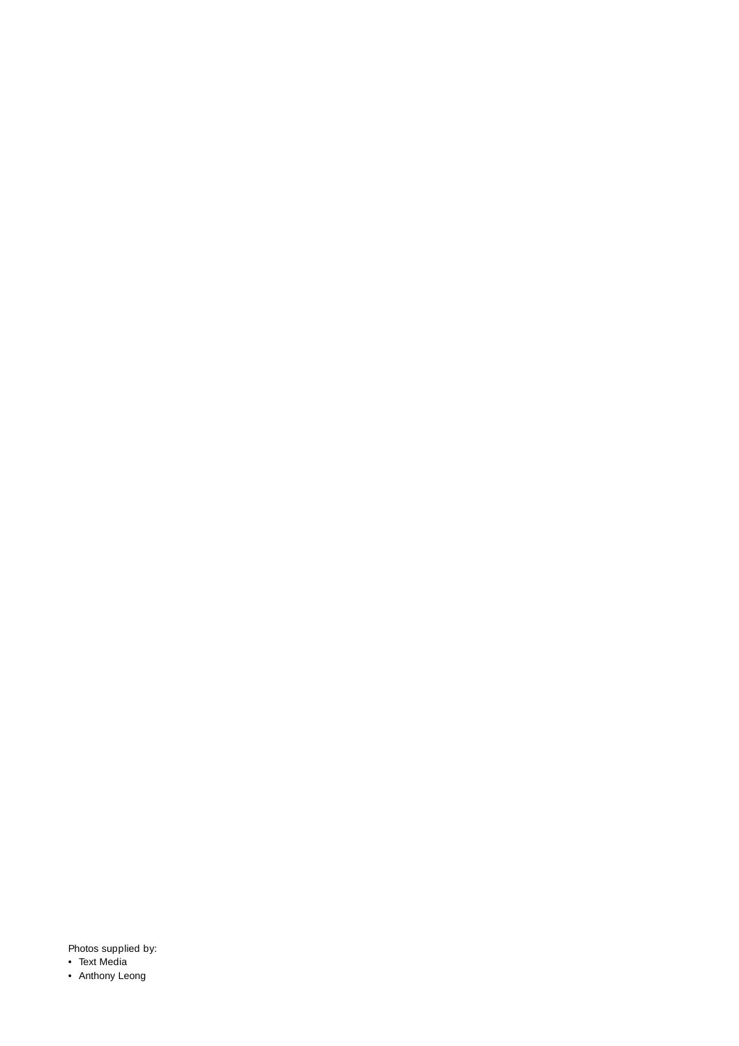Photos supplied by:

- Text Media
- Anthony Leong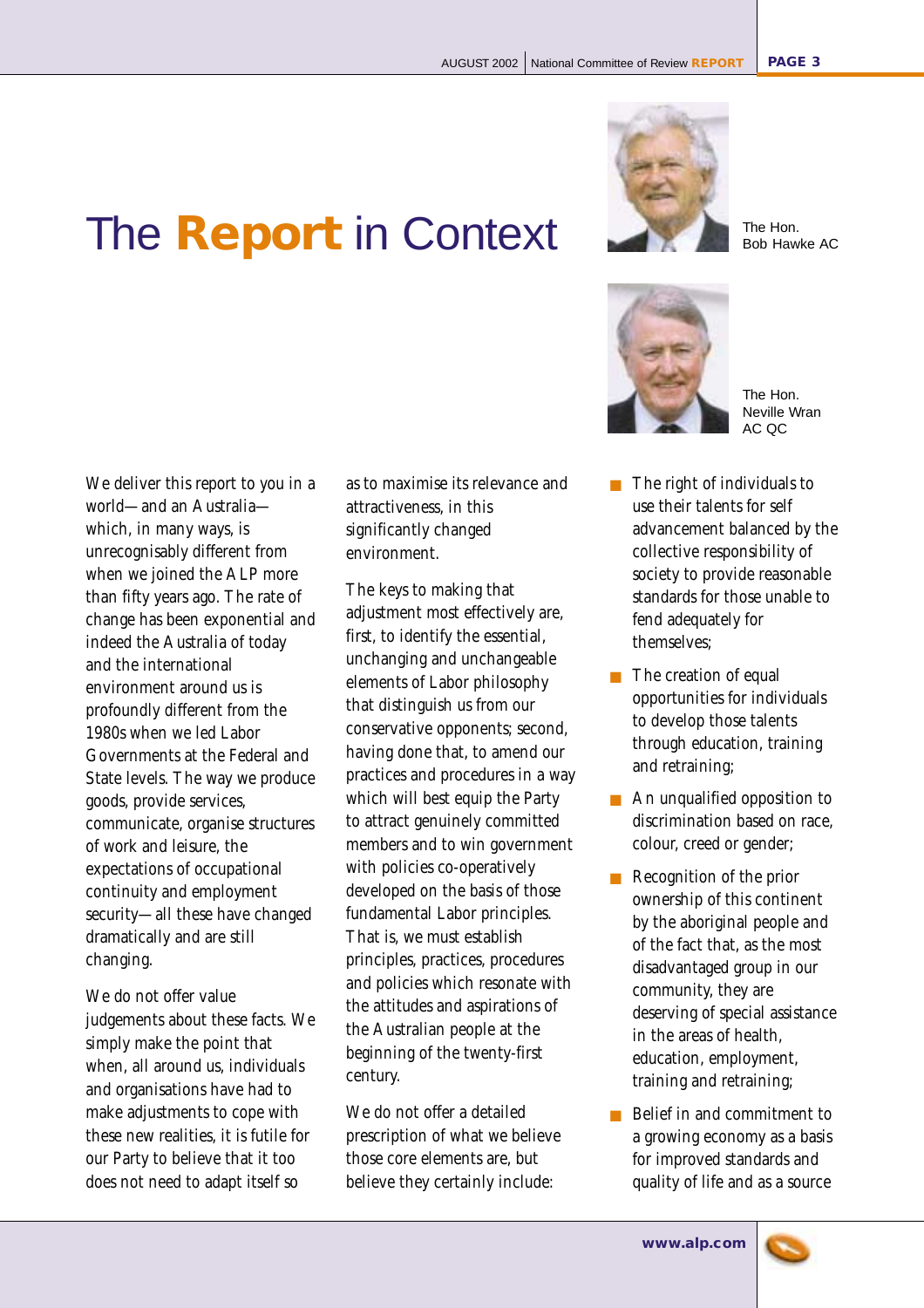# The **Report** in Context

The Hon.
Bob Hawke AC

The Hon.
Neville Wran
AC QC

We deliver this report to you in a world—and an Australia—which, in many ways, is unrecognisably different from when we joined the ALP more than fifty years ago. The rate of change has been exponential and indeed the Australia of today and the international environment around us is profoundly different from the 1980s when we led Labor Governments at the Federal and State levels. The way we produce goods, provide services, communicate, organise structures of work and leisure, the expectations of occupational continuity and employment security—all these have changed dramatically and are still changing.

We do not offer value judgements about these facts. We simply make the point that when, all around us, individuals and organisations have had to make adjustments to cope with these new realities, it is futile for our Party to believe that it too does not need to adapt itself so as to maximise its relevance and attractiveness, in this significantly changed environment.

The keys to making that adjustment most effectively are, first, to identify the essential, unchanging and unchangeable elements of Labor philosophy that distinguish us from our conservative opponents; second, having done that, to amend our practices and procedures in a way which will best equip the Party to attract genuinely committed members and to win government with policies co-operatively developed on the basis of those fundamental Labor principles. That is, we must establish principles, practices, procedures and policies which resonate with the attitudes and aspirations of the Australian people at the beginning of the twenty-first century.

We do not offer a detailed prescription of what we believe those core elements are, but believe they certainly include:

- The right of individuals to use their talents for self advancement balanced by the collective responsibility of society to provide reasonable standards for those unable to fend adequately for themselves;
- The creation of equal opportunities for individuals to develop those talents through education, training and retraining;
- An unqualified opposition to discrimination based on race, colour, creed or gender;
- Recognition of the prior ownership of this continent by the aboriginal people and of the fact that, as the most disadvantaged group in our community, they are deserving of special assistance in the areas of health, education, employment, training and retraining;
- Belief in and commitment to a growing economy as a basis for improved standards and quality of life and as a source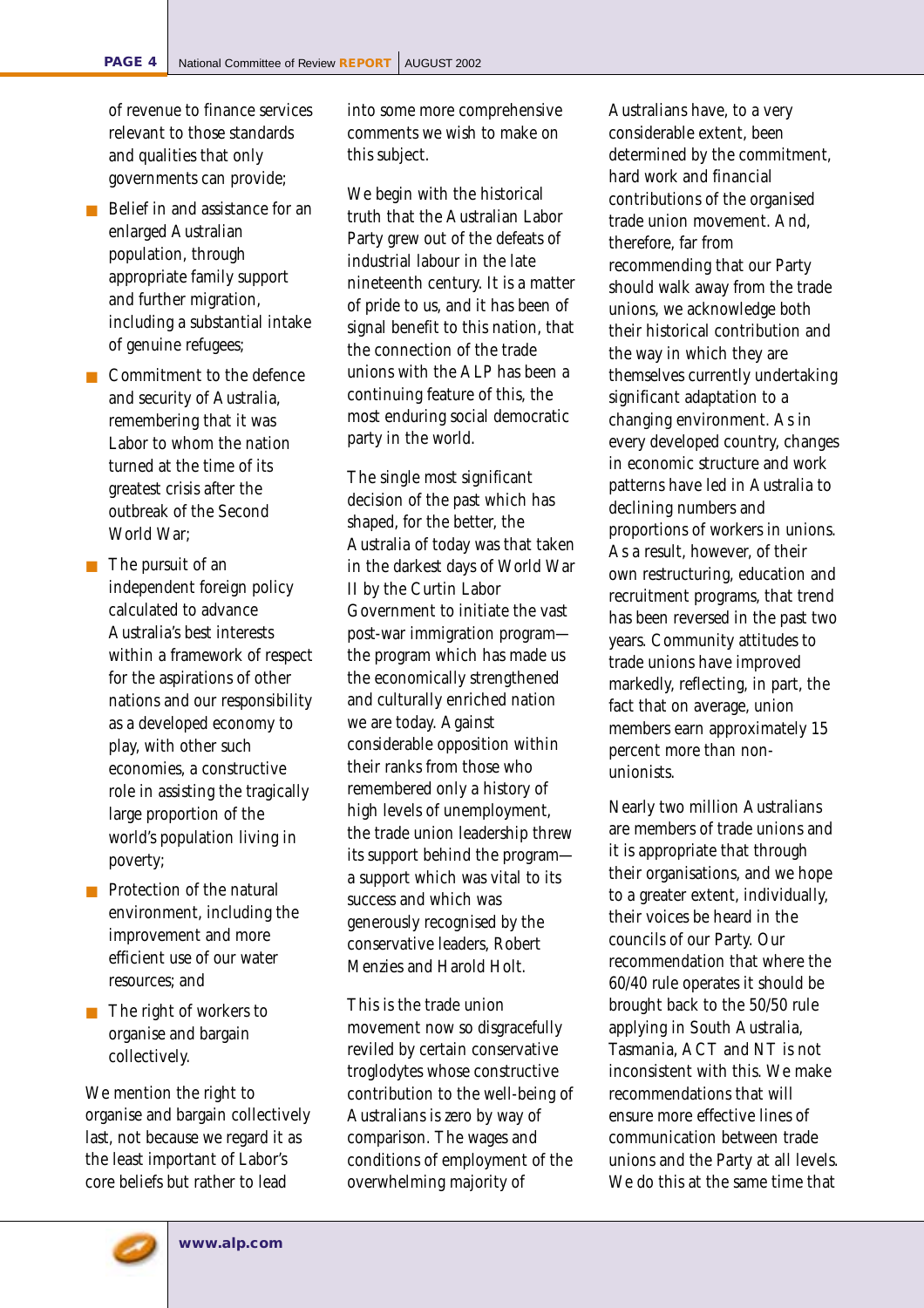of revenue to finance services relevant to those standards and qualities that only governments can provide;

- Belief in and assistance for an enlarged Australian population, through appropriate family support and further migration, including a substantial intake of genuine refugees;
- Commitment to the defence and security of Australia, remembering that it was Labor to whom the nation turned at the time of its greatest crisis after the outbreak of the Second World War;
- The pursuit of an independent foreign policy calculated to advance Australia's best interests within a framework of respect for the aspirations of other nations and our responsibility as a developed economy to play, with other such economies, a constructive role in assisting the tragically large proportion of the world's population living in poverty;
- Protection of the natural environment, including the improvement and more efficient use of our water resources; and
- The right of workers to organise and bargain collectively.

We mention the right to organise and bargain collectively last, not because we regard it as the least important of Labor's core beliefs but rather to lead into some more comprehensive comments we wish to make on this subject.

We begin with the historical truth that the Australian Labor Party grew out of the defeats of industrial labour in the late nineteenth century. It is a matter of pride to us, and it has been of signal benefit to this nation, that the connection of the trade unions with the ALP has been a continuing feature of this, the most enduring social democratic party in the world.

The single most significant decision of the past which has shaped, for the better, the Australia of today was that taken in the darkest days of World War II by the Curtin Labor Government to initiate the vast post-war immigration program—the program which has made us the economically strengthened and culturally enriched nation we are today. Against considerable opposition within their ranks from those who remembered only a history of high levels of unemployment, the trade union leadership threw its support behind the program—a support which was vital to its success and which was generously recognised by the conservative leaders, Robert Menzies and Harold Holt.

This is the trade union movement now so disgracefully reviled by certain conservative troglodytes whose constructive contribution to the well-being of Australians is zero by way of comparison. The wages and conditions of employment of the overwhelming majority of Australians have, to a very considerable extent, been determined by the commitment, hard work and financial contributions of the organised trade union movement. And, therefore, far from recommending that our Party should walk away from the trade unions, we acknowledge both their historical contribution and the way in which they are themselves currently undertaking significant adaptation to a changing environment. As in every developed country, changes in economic structure and work patterns have led in Australia to declining numbers and proportions of workers in unions. As a result, however, of their own restructuring, education and recruitment programs, that trend has been reversed in the past two years. Community attitudes to trade unions have improved markedly, reflecting, in part, the fact that on average, union members earn approximately 15 percent more than non-unionists.

Nearly two million Australians are members of trade unions and it is appropriate that through their organisations, and we hope to a greater extent, individually, their voices be heard in the councils of our Party. Our recommendation that where the 60/40 rule operates it should be brought back to the 50/50 rule applying in South Australia, Tasmania, ACT and NT is not inconsistent with this. We make recommendations that will ensure more effective lines of communication between trade unions and the Party at all levels. We do this at the same time that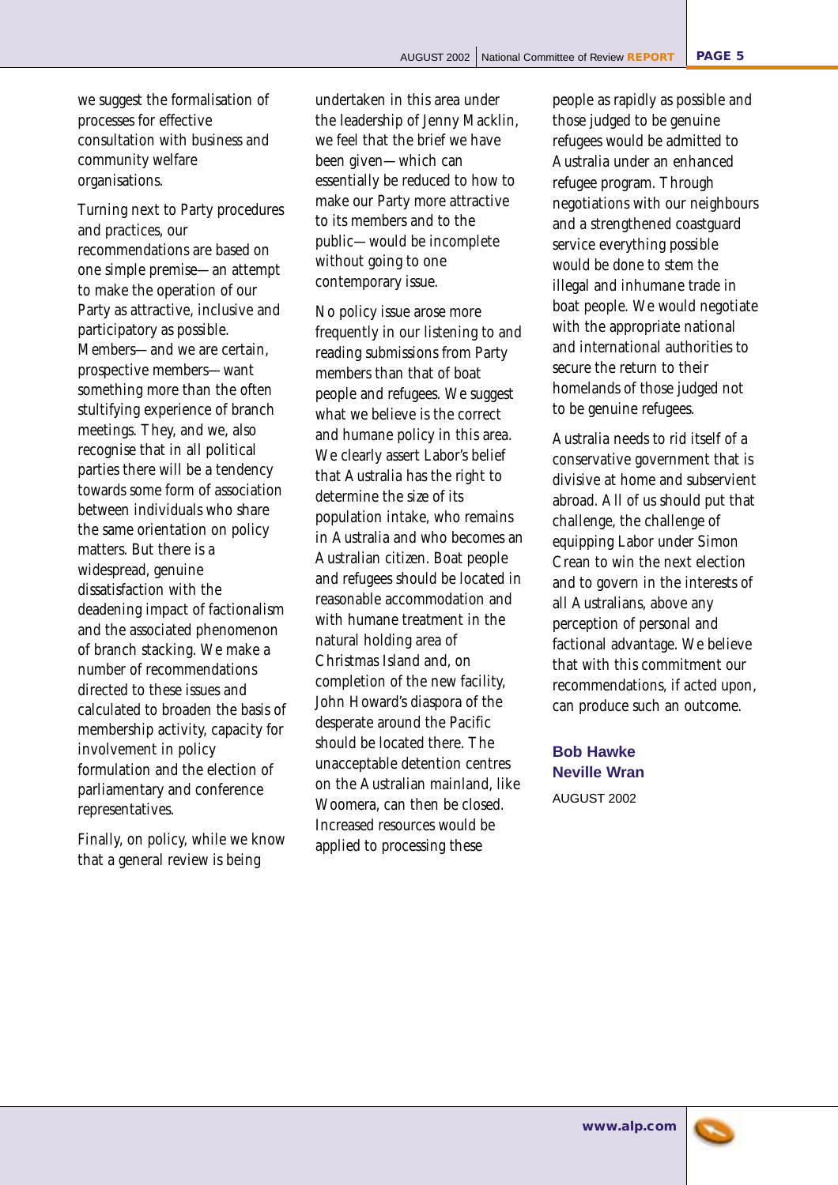we suggest the formalisation of processes for effective consultation with business and community welfare organisations.

Turning next to Party procedures and practices, our recommendations are based on one simple premise—an attempt to make the operation of our Party as attractive, inclusive and participatory as possible. Members—and we are certain, prospective members—want something more than the often stultifying experience of branch meetings. They, and we, also recognise that in all political parties there will be a tendency towards some form of association between individuals who share the same orientation on policy matters. But there is a widespread, genuine dissatisfaction with the deadening impact of factionalism and the associated phenomenon of branch stacking. We make a number of recommendations directed to these issues and calculated to broaden the basis of membership activity, capacity for involvement in policy formulation and the election of parliamentary and conference representatives.

Finally, on policy, while we know that a general review is being undertaken in this area under the leadership of Jenny Macklin, we feel that the brief we have been given—which can essentially be reduced to how to make our Party more attractive to its members and to the public—would be incomplete without going to one contemporary issue.

No policy issue arose more frequently in our listening to and reading submissions from Party members than that of boat people and refugees. We suggest what we believe is the correct and humane policy in this area. We clearly assert Labor's belief that Australia has the right to determine the size of its population intake, who remains in Australia and who becomes an Australian citizen. Boat people and refugees should be located in reasonable accommodation and with humane treatment in the natural holding area of Christmas Island and, on completion of the new facility, John Howard's diaspora of the desperate around the Pacific should be located there. The unacceptable detention centres on the Australian mainland, like Woomera, can then be closed. Increased resources would be applied to processing these people as rapidly as possible and those judged to be genuine refugees would be admitted to Australia under an enhanced refugee program. Through negotiations with our neighbours and a strengthened coastguard service everything possible would be done to stem the illegal and inhumane trade in boat people. We would negotiate with the appropriate national and international authorities to secure the return to their homelands of those judged not to be genuine refugees.

Australia needs to rid itself of a conservative government that is divisive at home and subservient abroad. All of us should put that challenge, the challenge of equipping Labor under Simon Crean to win the next election and to govern in the interests of all Australians, above any perception of personal and factional advantage. We believe that with this commitment our recommendations, if acted upon, can produce such an outcome.

**Bob Hawke**
**Neville Wran**

AUGUST 2002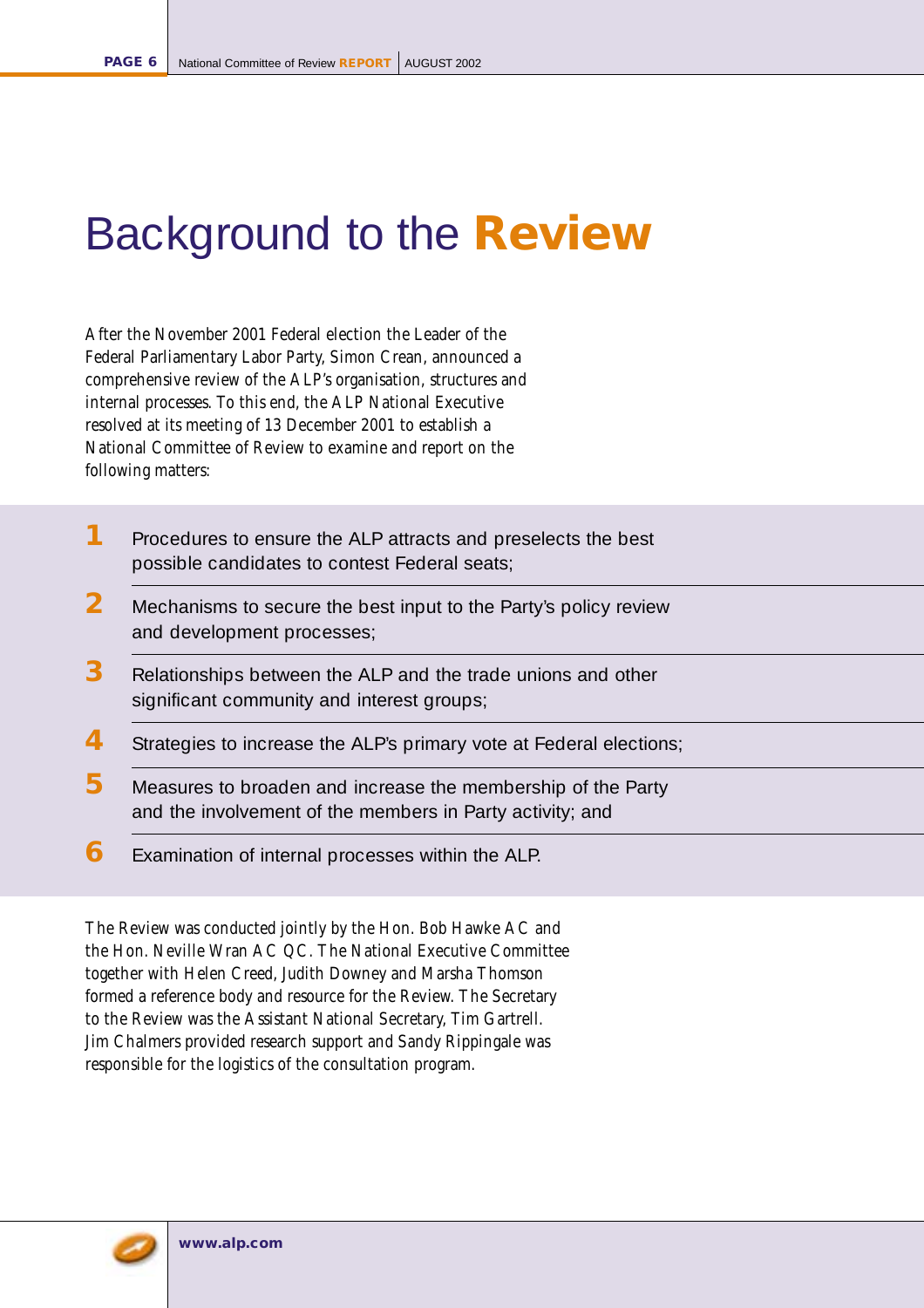# Background to the **Review**

After the November 2001 Federal election the Leader of the Federal Parliamentary Labor Party, Simon Crean, announced a comprehensive review of the ALP's organisation, structures and internal processes. To this end, the ALP National Executive resolved at its meeting of 13 December 2001 to establish a National Committee of Review to examine and report on the following matters:

1. Procedures to ensure the ALP attracts and preselects the best possible candidates to contest Federal seats;
2. Mechanisms to secure the best input to the Party's policy review and development processes;
3. Relationships between the ALP and the trade unions and other significant community and interest groups;
4. Strategies to increase the ALP's primary vote at Federal elections;
5. Measures to broaden and increase the membership of the Party and the involvement of the members in Party activity; and
6. Examination of internal processes within the ALP.

The Review was conducted jointly by the Hon. Bob Hawke AC and the Hon. Neville Wran AC QC. The National Executive Committee together with Helen Creed, Judith Downey and Marsha Thomson formed a reference body and resource for the Review. The Secretary to the Review was the Assistant National Secretary, Tim Gartrell. Jim Chalmers provided research support and Sandy Rippingale was responsible for the logistics of the consultation program.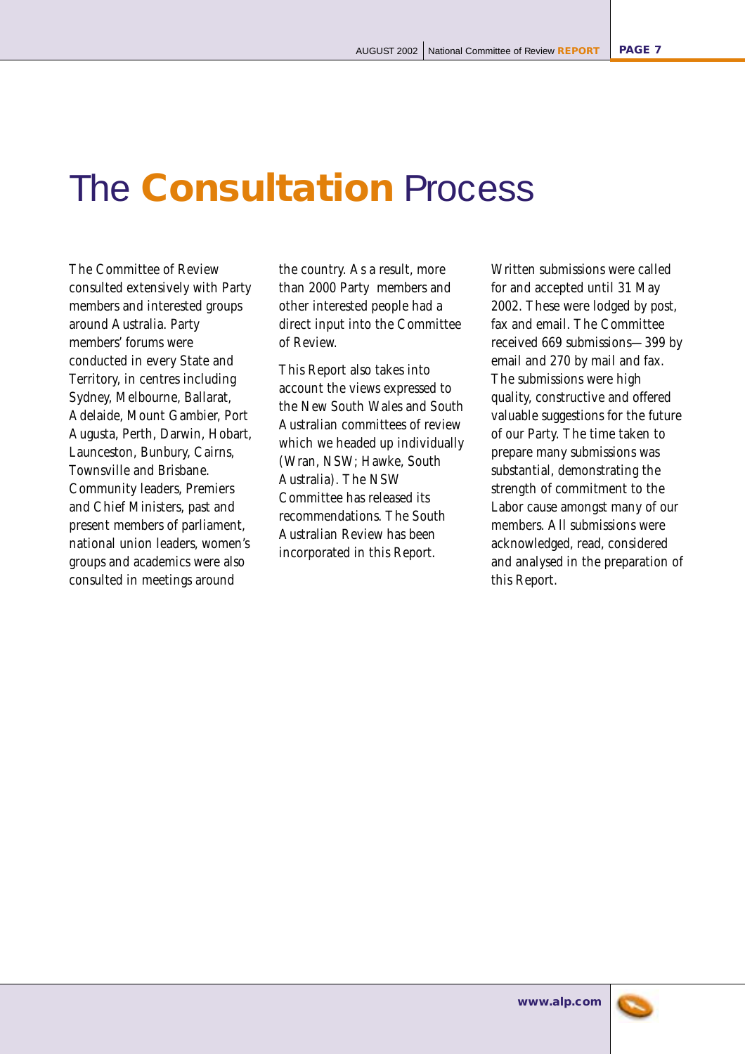# The **Consultation** Process

The Committee of Review consulted extensively with Party members and interested groups around Australia. Party members' forums were conducted in every State and Territory, in centres including Sydney, Melbourne, Ballarat, Adelaide, Mount Gambier, Port Augusta, Perth, Darwin, Hobart, Launceston, Bunbury, Cairns, Townsville and Brisbane. Community leaders, Premiers and Chief Ministers, past and present members of parliament, national union leaders, women's groups and academics were also consulted in meetings around the country. As a result, more than 2000 Party members and other interested people had a direct input into the Committee of Review.

This Report also takes into account the views expressed to the New South Wales and South Australian committees of review which we headed up individually (Wran, NSW; Hawke, South Australia). The NSW Committee has released its recommendations. The South Australian Review has been incorporated in this Report.

Written submissions were called for and accepted until 31 May 2002. These were lodged by post, fax and email. The Committee received 669 submissions—399 by email and 270 by mail and fax. The submissions were high quality, constructive and offered valuable suggestions for the future of our Party. The time taken to prepare many submissions was substantial, demonstrating the strength of commitment to the Labor cause amongst many of our members. All submissions were acknowledged, read, considered and analysed in the preparation of this Report.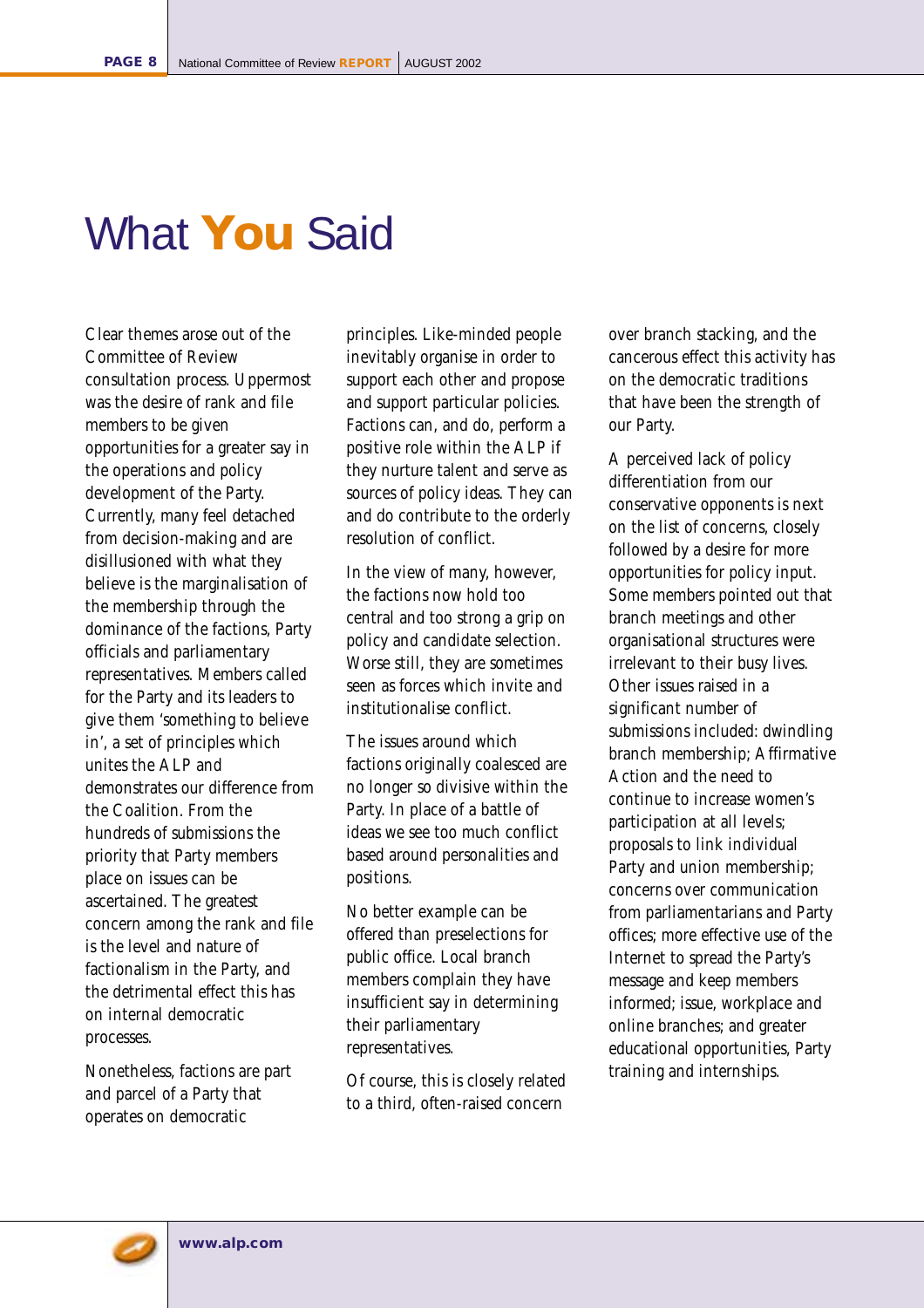# What **You** Said

Clear themes arose out of the Committee of Review consultation process. Uppermost was the desire of rank and file members to be given opportunities for a greater say in the operations and policy development of the Party. Currently, many feel detached from decision-making and are disillusioned with what they believe is the marginalisation of the membership through the dominance of the factions, Party officials and parliamentary representatives. Members called for the Party and its leaders to give them 'something to believe in', a set of principles which unites the ALP and demonstrates our difference from the Coalition. From the hundreds of submissions the priority that Party members place on issues can be ascertained. The greatest concern among the rank and file is the level and nature of factionalism in the Party, and the detrimental effect this has on internal democratic processes.

Nonetheless, factions are part and parcel of a Party that operates on democratic principles. Like-minded people inevitably organise in order to support each other and propose and support particular policies. Factions can, and do, perform a positive role within the ALP if they nurture talent and serve as sources of policy ideas. They can and do contribute to the orderly resolution of conflict.

In the view of many, however, the factions now hold too central and too strong a grip on policy and candidate selection. Worse still, they are sometimes seen as forces which invite and institutionalise conflict.

The issues around which factions originally coalesced are no longer so divisive within the Party. In place of a battle of ideas we see too much conflict based around personalities and positions.

No better example can be offered than preselections for public office. Local branch members complain they have insufficient say in determining their parliamentary representatives.

Of course, this is closely related to a third, often-raised concern over branch stacking, and the cancerous effect this activity has on the democratic traditions that have been the strength of our Party.

A perceived lack of policy differentiation from our conservative opponents is next on the list of concerns, closely followed by a desire for more opportunities for policy input. Some members pointed out that branch meetings and other organisational structures were irrelevant to their busy lives. Other issues raised in a significant number of submissions included: dwindling branch membership; Affirmative Action and the need to continue to increase women's participation at all levels; proposals to link individual Party and union membership; concerns over communication from parliamentarians and Party offices; more effective use of the Internet to spread the Party's message and keep members informed; issue, workplace and online branches; and greater educational opportunities, Party training and internships.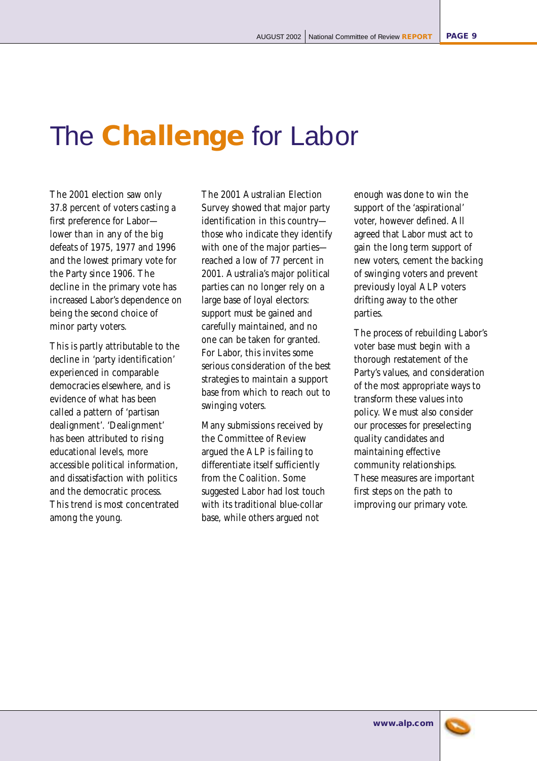# The **Challenge** for Labor

The 2001 election saw only 37.8 percent of voters casting a first preference for Labor—lower than in any of the big defeats of 1975, 1977 and 1996 and the lowest primary vote for the Party since 1906. The decline in the primary vote has increased Labor's dependence on being the second choice of minor party voters.

This is partly attributable to the decline in 'party identification' experienced in comparable democracies elsewhere, and is evidence of what has been called a pattern of 'partisan dealignment'. 'Dealignment' has been attributed to rising educational levels, more accessible political information, and dissatisfaction with politics and the democratic process. This trend is most concentrated among the young.

The 2001 Australian Election Survey showed that major party identification in this country—those who indicate they identify with one of the major parties—reached a low of 77 percent in 2001. Australia's major political parties can no longer rely on a large base of loyal electors: support must be gained and carefully maintained, and no one can be taken for granted. For Labor, this invites some serious consideration of the best strategies to maintain a support base from which to reach out to swinging voters.

Many submissions received by the Committee of Review argued the ALP is failing to differentiate itself sufficiently from the Coalition. Some suggested Labor had lost touch with its traditional blue-collar base, while others argued not enough was done to win the support of the 'aspirational' voter, however defined. All agreed that Labor must act to gain the long term support of new voters, cement the backing of swinging voters and prevent previously loyal ALP voters drifting away to the other parties.

The process of rebuilding Labor's voter base must begin with a thorough restatement of the Party's values, and consideration of the most appropriate ways to transform these values into policy. We must also consider our processes for preselecting quality candidates and maintaining effective community relationships. These measures are important first steps on the path to improving our primary vote.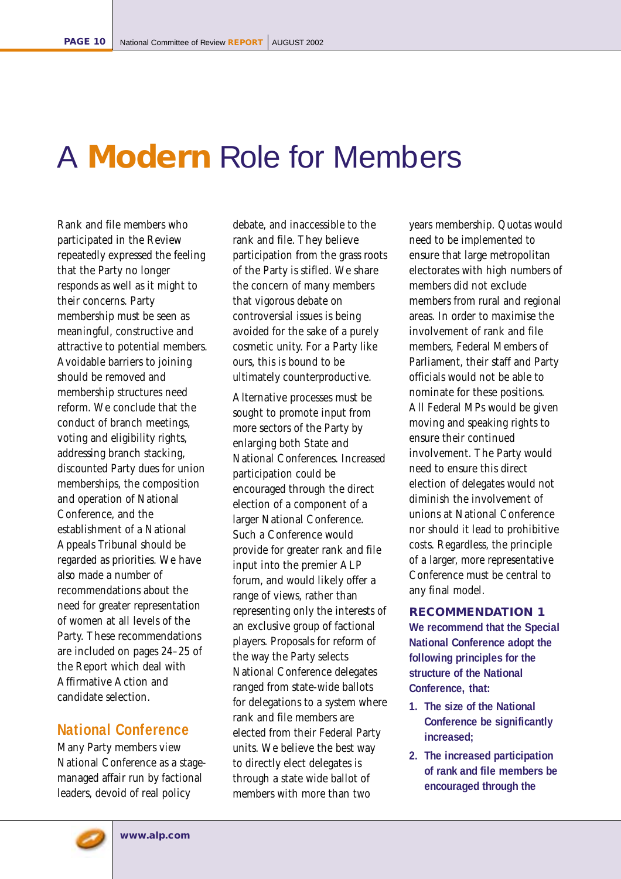# A **Modern** Role for Members

Rank and file members who participated in the Review repeatedly expressed the feeling that the Party no longer responds as well as it might to their concerns. Party membership must be seen as meaningful, constructive and attractive to potential members. Avoidable barriers to joining should be removed and membership structures need reform. We conclude that the conduct of branch meetings, voting and eligibility rights, addressing branch stacking, discounted Party dues for union memberships, the composition and operation of National Conference, and the establishment of a National Appeals Tribunal should be regarded as priorities. We have also made a number of recommendations about the need for greater representation of women at all levels of the Party. These recommendations are included on pages 24–25 of the Report which deal with Affirmative Action and candidate selection.

## National Conference

Many Party members view National Conference as a stage-managed affair run by factional leaders, devoid of real policy debate, and inaccessible to the rank and file. They believe participation from the grass roots of the Party is stifled. We share the concern of many members that vigorous debate on controversial issues is being avoided for the sake of a purely cosmetic unity. For a Party like ours, this is bound to be ultimately counterproductive.

Alternative processes must be sought to promote input from more sectors of the Party by enlarging both State and National Conferences. Increased participation could be encouraged through the direct election of a component of a larger National Conference. Such a Conference would provide for greater rank and file input into the premier ALP forum, and would likely offer a range of views, rather than representing only the interests of an exclusive group of factional players. Proposals for reform of the way the Party selects National Conference delegates ranged from state-wide ballots for delegations to a system where rank and file members are elected from their Federal Party units. We believe the best way to directly elect delegates is through a state wide ballot of members with more than two years membership. Quotas would need to be implemented to ensure that large metropolitan electorates with high numbers of members did not exclude members from rural and regional areas. In order to maximise the involvement of rank and file members, Federal Members of Parliament, their staff and Party officials would not be able to nominate for these positions. All Federal MPs would be given moving and speaking rights to ensure their continued involvement. The Party would need to ensure this direct election of delegates would not diminish the involvement of unions at National Conference nor should it lead to prohibitive costs. Regardless, the principle of a larger, more representative Conference must be central to any final model.

### RECOMMENDATION 1

**We recommend that the Special National Conference adopt the following principles for the structure of the National Conference, that:**

1. **The size of the National Conference be significantly increased;**
2. **The increased participation of rank and file members be encouraged through the**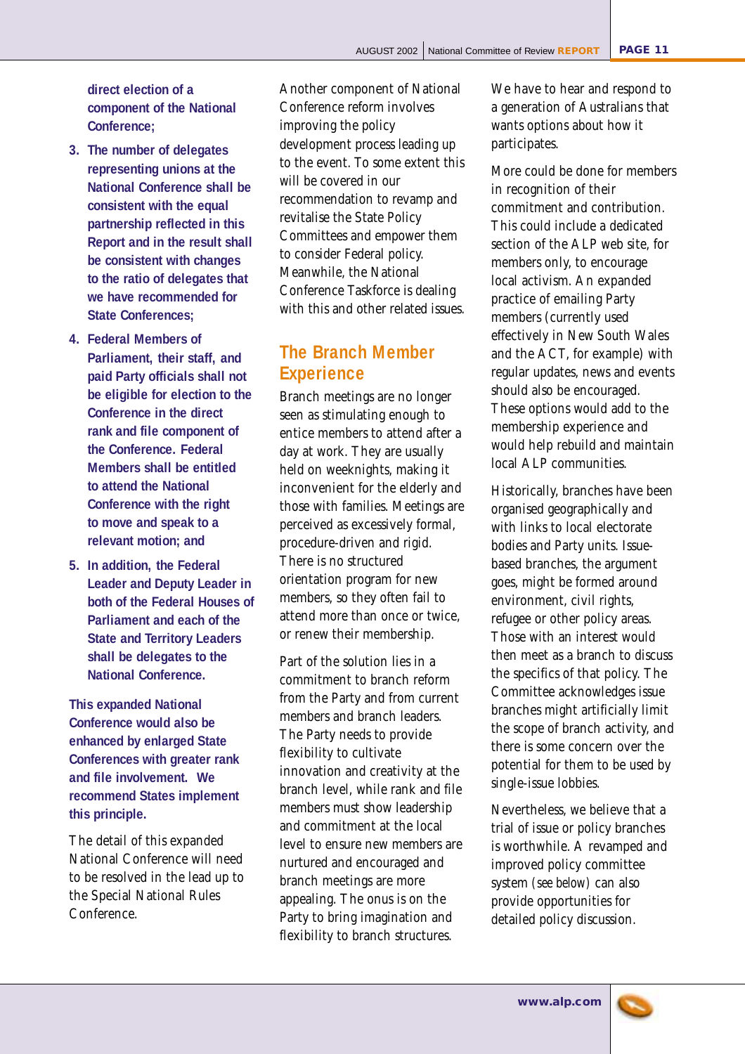direct election of a component of the National Conference;

3. The number of delegates representing unions at the National Conference shall be consistent with the equal partnership reflected in this Report and in the result shall be consistent with changes to the ratio of delegates that we have recommended for State Conferences;
4. Federal Members of Parliament, their staff, and paid Party officials shall not be eligible for election to the Conference in the direct rank and file component of the Conference. Federal Members shall be entitled to attend the National Conference with the right to move and speak to a relevant motion; and
5. In addition, the Federal Leader and Deputy Leader in both of the Federal Houses of Parliament and each of the State and Territory Leaders shall be delegates to the National Conference.

**This expanded National Conference would also be enhanced by enlarged State Conferences with greater rank and file involvement. We recommend States implement this principle.**

The detail of this expanded National Conference will need to be resolved in the lead up to the Special National Rules Conference.

Another component of National Conference reform involves improving the policy development process leading up to the event. To some extent this will be covered in our recommendation to revamp and revitalise the State Policy Committees and empower them to consider Federal policy. Meanwhile, the National Conference Taskforce is dealing with this and other related issues.

## The Branch Member Experience

Branch meetings are no longer seen as stimulating enough to entice members to attend after a day at work. They are usually held on weeknights, making it inconvenient for the elderly and those with families. Meetings are perceived as excessively formal, procedure-driven and rigid. There is no structured orientation program for new members, so they often fail to attend more than once or twice, or renew their membership.

Part of the solution lies in a commitment to branch reform from the Party and from current members and branch leaders. The Party needs to provide flexibility to cultivate innovation and creativity at the branch level, while rank and file members must show leadership and commitment at the local level to ensure new members are nurtured and encouraged and branch meetings are more appealing. The onus is on the Party to bring imagination and flexibility to branch structures.

We have to hear and respond to a generation of Australians that wants options about how it participates.

More could be done for members in recognition of their commitment and contribution. This could include a dedicated section of the ALP web site, for members only, to encourage local activism. An expanded practice of emailing Party members (currently used effectively in New South Wales and the ACT, for example) with regular updates, news and events should also be encouraged. These options would add to the membership experience and would help rebuild and maintain local ALP communities.

Historically, branches have been organised geographically and with links to local electorate bodies and Party units. Issue-based branches, the argument goes, might be formed around environment, civil rights, refugee or other policy areas. Those with an interest would then meet as a branch to discuss the specifics of that policy. The Committee acknowledges issue branches might artificially limit the scope of branch activity, and there is some concern over the potential for them to be used by single-issue lobbies.

Nevertheless, we believe that a trial of issue or policy branches is worthwhile. A revamped and improved policy committee system (see below) can also provide opportunities for detailed policy discussion.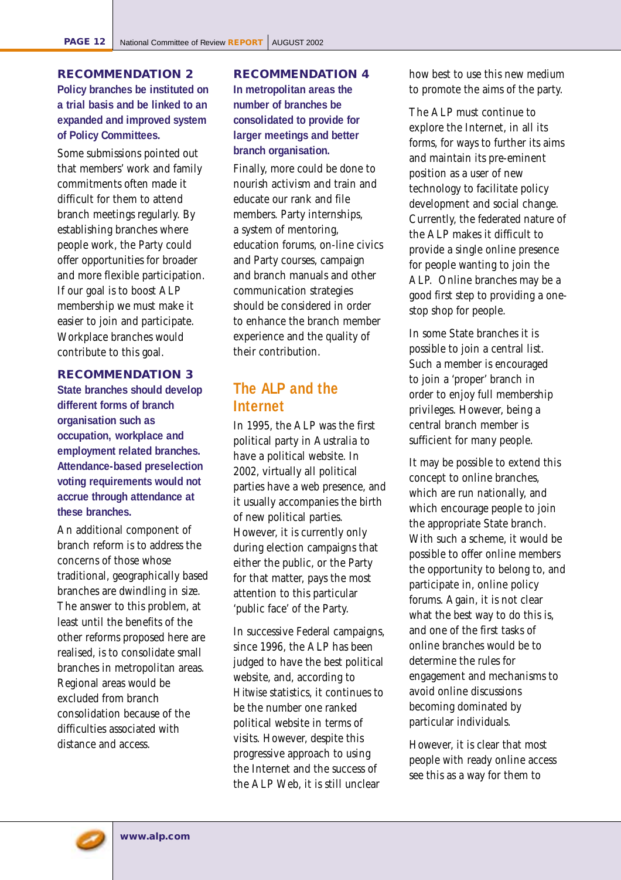### RECOMMENDATION 2

**Policy branches be instituted on a trial basis and be linked to an expanded and improved system of Policy Committees.**

Some submissions pointed out that members' work and family commitments often made it difficult for them to attend branch meetings regularly. By establishing branches where people work, the Party could offer opportunities for broader and more flexible participation. If our goal is to boost ALP membership we must make it easier to join and participate. Workplace branches would contribute to this goal.

### RECOMMENDATION 3

**State branches should develop different forms of branch organisation such as occupation, workplace and employment related branches. Attendance-based preselection voting requirements would not accrue through attendance at these branches.**

An additional component of branch reform is to address the concerns of those whose traditional, geographically based branches are dwindling in size. The answer to this problem, at least until the benefits of the other reforms proposed here are realised, is to consolidate small branches in metropolitan areas. Regional areas would be excluded from branch consolidation because of the difficulties associated with distance and access.

### RECOMMENDATION 4

**In metropolitan areas the number of branches be consolidated to provide for larger meetings and better branch organisation.**

Finally, more could be done to nourish activism and train and educate our rank and file members. Party internships, a system of mentoring, education forums, on-line civics and Party courses, campaign and branch manuals and other communication strategies should be considered in order to enhance the branch member experience and the quality of their contribution.

## The ALP and the Internet

In 1995, the ALP was the first political party in Australia to have a political website. In 2002, virtually all political parties have a web presence, and it usually accompanies the birth of new political parties. However, it is currently only during election campaigns that either the public, or the Party for that matter, pays the most attention to this particular 'public face' of the Party.

In successive Federal campaigns, since 1996, the ALP has been judged to have the best political website, and, according to *Hitwise* statistics, it continues to be the number one ranked political website in terms of visits. However, despite this progressive approach to using the Internet and the success of the ALP Web, it is still unclear how best to use this new medium to promote the aims of the party.

The ALP must continue to explore the Internet, in all its forms, for ways to further its aims and maintain its pre-eminent position as a user of new technology to facilitate policy development and social change. Currently, the federated nature of the ALP makes it difficult to provide a single online presence for people wanting to join the ALP. Online branches may be a good first step to providing a one-stop shop for people.

In some State branches it is possible to join a central list. Such a member is encouraged to join a 'proper' branch in order to enjoy full membership privileges. However, being a central branch member is sufficient for many people.

It may be possible to extend this concept to online branches, which are run nationally, and which encourage people to join the appropriate State branch. With such a scheme, it would be possible to offer online members the opportunity to belong to, and participate in, online policy forums. Again, it is not clear what the best way to do this is, and one of the first tasks of online branches would be to determine the rules for engagement and mechanisms to avoid online discussions becoming dominated by particular individuals.

However, it is clear that most people with ready online access see this as a way for them to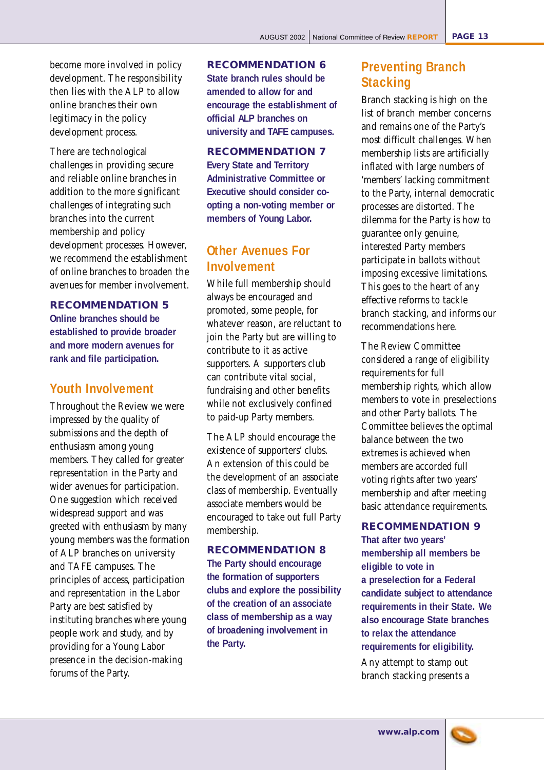become more involved in policy development. The responsibility then lies with the ALP to allow online branches their own legitimacy in the policy development process.

There are technological challenges in providing secure and reliable online branches in addition to the more significant challenges of integrating such branches into the current membership and policy development processes. However, we recommend the establishment of online branches to broaden the avenues for member involvement.

**RECOMMENDATION 5**
**Online branches should be established to provide broader and more modern avenues for rank and file participation.**

## Youth Involvement

Throughout the Review we were impressed by the quality of submissions and the depth of enthusiasm among young members. They called for greater representation in the Party and wider avenues for participation. One suggestion which received widespread support and was greeted with enthusiasm by many young members was the formation of ALP branches on university and TAFE campuses. The principles of access, participation and representation in the Labor Party are best satisfied by instituting branches where young people work and study, and by providing for a Young Labor presence in the decision-making forums of the Party.

**RECOMMENDATION 6**
**State branch rules should be amended to allow for and encourage the establishment of official ALP branches on university and TAFE campuses.**

**RECOMMENDATION 7**
**Every State and Territory Administrative Committee or Executive should consider co-opting a non-voting member or members of Young Labor.**

## Other Avenues For Involvement

While full membership should always be encouraged and promoted, some people, for whatever reason, are reluctant to join the Party but are willing to contribute to it as active supporters. A supporters club can contribute vital social, fundraising and other benefits while not exclusively confined to paid-up Party members.

The ALP should encourage the existence of supporters' clubs. An extension of this could be the development of an associate class of membership. Eventually associate members would be encouraged to take out full Party membership.

**RECOMMENDATION 8**
**The Party should encourage the formation of supporters clubs and explore the possibility of the creation of an associate class of membership as a way of broadening involvement in the Party.**

## Preventing Branch Stacking

Branch stacking is high on the list of branch member concerns and remains one of the Party's most difficult challenges. When membership lists are artificially inflated with large numbers of 'members' lacking commitment to the Party, internal democratic processes are distorted. The dilemma for the Party is how to guarantee only genuine, interested Party members participate in ballots without imposing excessive limitations. This goes to the heart of any effective reforms to tackle branch stacking, and informs our recommendations here.

The Review Committee considered a range of eligibility requirements for full membership rights, which allow members to vote in preselections and other Party ballots. The Committee believes the optimal balance between the two extremes is achieved when members are accorded full voting rights after two years' membership and after meeting basic attendance requirements.

**RECOMMENDATION 9**
**That after two years' membership all members be eligible to vote in a preselection for a Federal candidate subject to attendance requirements in their State. We also encourage State branches to relax the attendance requirements for eligibility.**

Any attempt to stamp out branch stacking presents a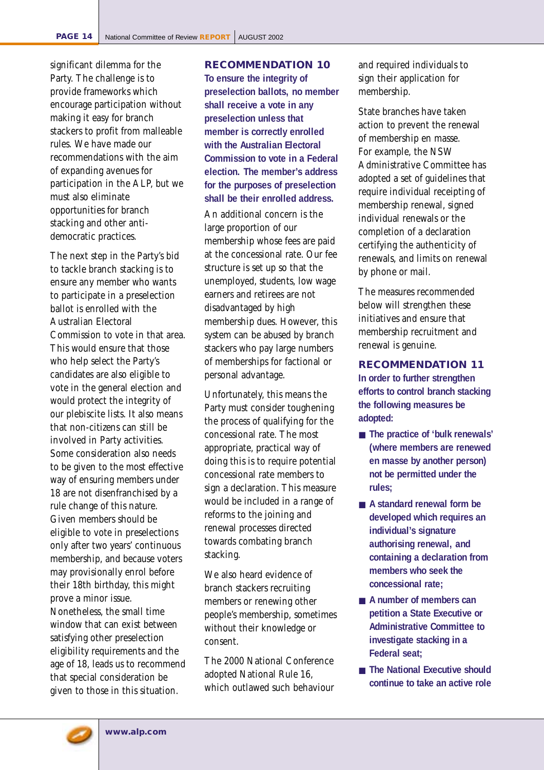significant dilemma for the Party. The challenge is to provide frameworks which encourage participation without making it easy for branch stackers to profit from malleable rules. We have made our recommendations with the aim of expanding avenues for participation in the ALP, but we must also eliminate opportunities for branch stacking and other anti-democratic practices.

The next step in the Party's bid to tackle branch stacking is to ensure any member who wants to participate in a preselection ballot is enrolled with the Australian Electoral Commission to vote in that area. This would ensure that those who help select the Party's candidates are also eligible to vote in the general election and would protect the integrity of our plebiscite lists. It also means that non-citizens can still be involved in Party activities. Some consideration also needs to be given to the most effective way of ensuring members under 18 are not disenfranchised by a rule change of this nature. Given members should be eligible to vote in preselections only after two years' continuous membership, and because voters may provisionally enrol before their 18th birthday, this might prove a minor issue. Nonetheless, the small time window that can exist between satisfying other preselection eligibility requirements and the age of 18, leads us to recommend that special consideration be given to those in this situation.

### RECOMMENDATION 10

**To ensure the integrity of preselection ballots, no member shall receive a vote in any preselection unless that member is correctly enrolled with the Australian Electoral Commission to vote in a Federal election. The member's address for the purposes of preselection shall be their enrolled address.**

An additional concern is the large proportion of our membership whose fees are paid at the concessional rate. Our fee structure is set up so that the unemployed, students, low wage earners and retirees are not disadvantaged by high membership dues. However, this system can be abused by branch stackers who pay large numbers of memberships for factional or personal advantage.

Unfortunately, this means the Party must consider toughening the process of qualifying for the concessional rate. The most appropriate, practical way of doing this is to require potential concessional rate members to sign a declaration. This measure would be included in a range of reforms to the joining and renewal processes directed towards combating branch stacking.

We also heard evidence of branch stackers recruiting members or renewing other people's membership, sometimes without their knowledge or consent.

The 2000 National Conference adopted National Rule 16, which outlawed such behaviour and required individuals to sign their application for membership.

State branches have taken action to prevent the renewal of membership en masse. For example, the NSW Administrative Committee has adopted a set of guidelines that require individual receipting of membership renewal, signed individual renewals or the completion of a declaration certifying the authenticity of renewals, and limits on renewal by phone or mail.

The measures recommended below will strengthen these initiatives and ensure that membership recruitment and renewal is genuine.

### RECOMMENDATION 11

**In order to further strengthen efforts to control branch stacking the following measures be adopted:**

- **The practice of 'bulk renewals' (where members are renewed en masse by another person) not be permitted under the rules;**
- **A standard renewal form be developed which requires an individual's signature authorising renewal, and containing a declaration from members who seek the concessional rate;**
- **A number of members can petition a State Executive or Administrative Committee to investigate stacking in a Federal seat;**
- **The National Executive should continue to take an active role**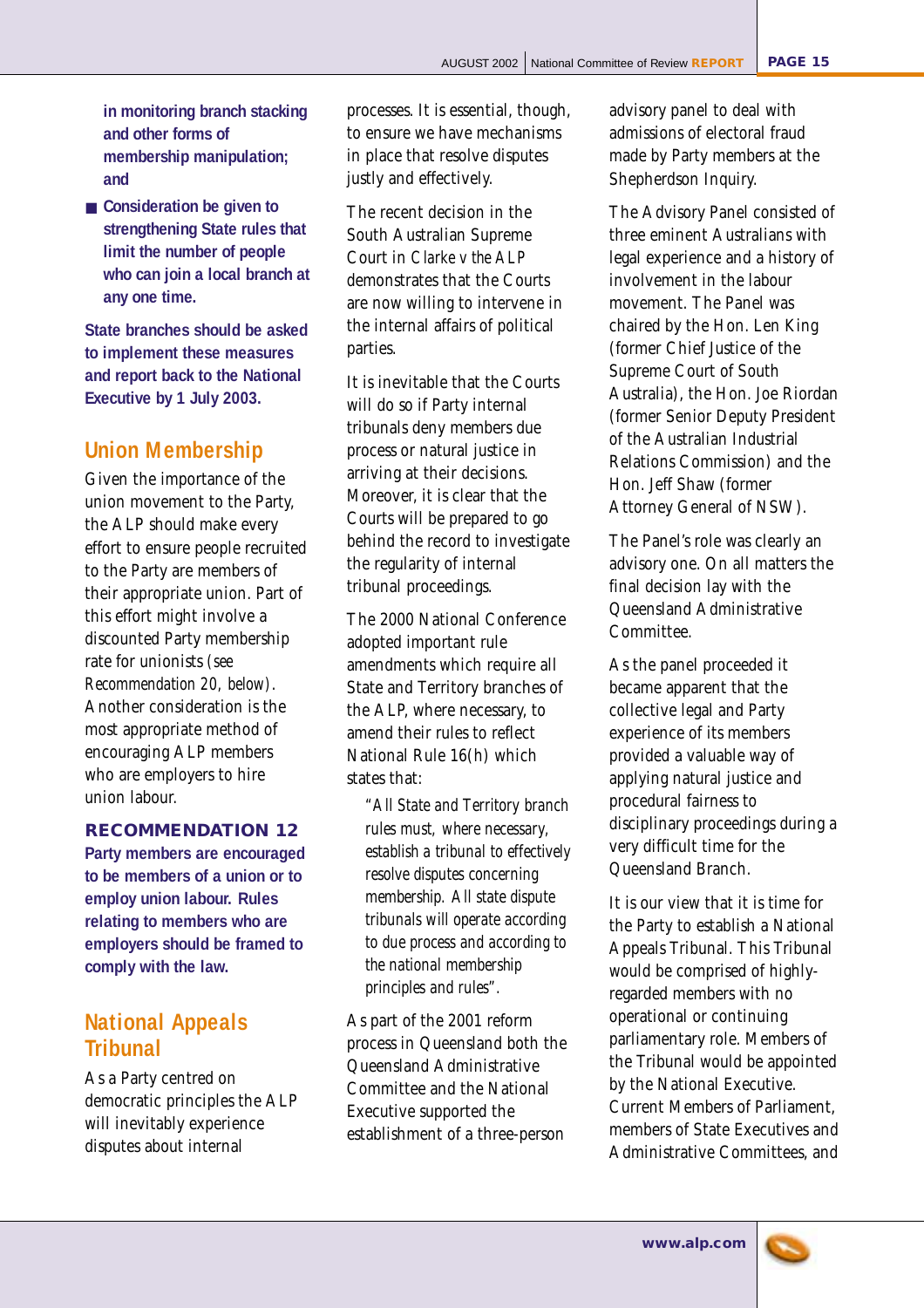- **in monitoring branch stacking and other forms of membership manipulation; and**
- **Consideration be given to strengthening State rules that limit the number of people who can join a local branch at any one time.**

**State branches should be asked to implement these measures and report back to the National Executive by 1 July 2003.**

## Union Membership

Given the importance of the union movement to the Party, the ALP should make every effort to ensure people recruited to the Party are members of their appropriate union. Part of this effort might involve a discounted Party membership rate for unionists *(see Recommendation 20, below)*. Another consideration is the most appropriate method of encouraging ALP members who are employers to hire union labour.

### RECOMMENDATION 12

**Party members are encouraged to be members of a union or to employ union labour. Rules relating to members who are employers should be framed to comply with the law.**

## National Appeals Tribunal

As a Party centred on democratic principles the ALP will inevitably experience disputes about internal processes. It is essential, though, to ensure we have mechanisms in place that resolve disputes justly and effectively.

The recent decision in the South Australian Supreme Court in *Clarke v the ALP* demonstrates that the Courts are now willing to intervene in the internal affairs of political parties.

It is inevitable that the Courts will do so if Party internal tribunals deny members due process or natural justice in arriving at their decisions. Moreover, it is clear that the Courts will be prepared to go behind the record to investigate the regularity of internal tribunal proceedings.

The 2000 National Conference adopted important rule amendments which require all State and Territory branches of the ALP, where necessary, to amend their rules to reflect National Rule 16(h) which states that:

> *"All State and Territory branch rules must, where necessary, establish a tribunal to effectively resolve disputes concerning membership. All state dispute tribunals will operate according to due process and according to the national membership principles and rules".*

As part of the 2001 reform process in Queensland both the Queensland Administrative Committee and the National Executive supported the establishment of a three-person advisory panel to deal with admissions of electoral fraud made by Party members at the Shepherdson Inquiry.

The Advisory Panel consisted of three eminent Australians with legal experience and a history of involvement in the labour movement. The Panel was chaired by the Hon. Len King (former Chief Justice of the Supreme Court of South Australia), the Hon. Joe Riordan (former Senior Deputy President of the Australian Industrial Relations Commission) and the Hon. Jeff Shaw (former Attorney General of NSW).

The Panel's role was clearly an advisory one. On all matters the final decision lay with the Queensland Administrative Committee.

As the panel proceeded it became apparent that the collective legal and Party experience of its members provided a valuable way of applying natural justice and procedural fairness to disciplinary proceedings during a very difficult time for the Queensland Branch.

It is our view that it is time for the Party to establish a National Appeals Tribunal. This Tribunal would be comprised of highly-regarded members with no operational or continuing parliamentary role. Members of the Tribunal would be appointed by the National Executive. Current Members of Parliament, members of State Executives and Administrative Committees, and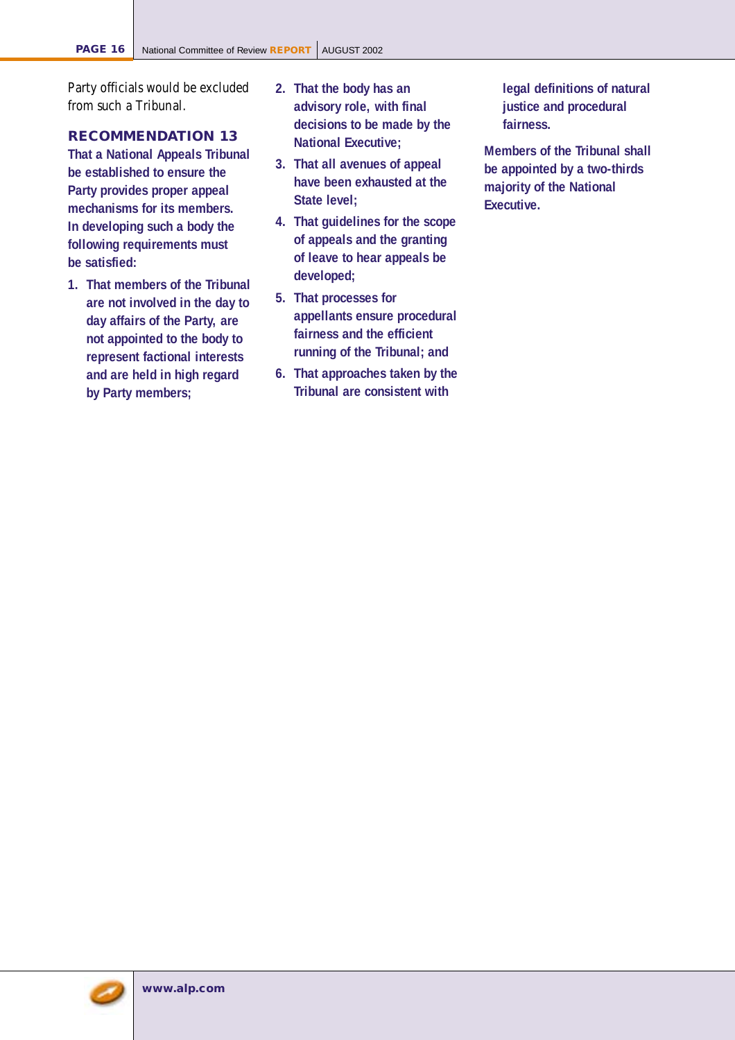*Party officials would be excluded from such a Tribunal.*

### RECOMMENDATION 13

**That a National Appeals Tribunal be established to ensure the Party provides proper appeal mechanisms for its members. In developing such a body the following requirements must be satisfied:**

1. **That members of the Tribunal are not involved in the day to day affairs of the Party, are not appointed to the body to represent factional interests and are held in high regard by Party members;**
2. **That the body has an advisory role, with final decisions to be made by the National Executive;**
3. **That all avenues of appeal have been exhausted at the State level;**
4. **That guidelines for the scope of appeals and the granting of leave to hear appeals be developed;**
5. **That processes for appellants ensure procedural fairness and the efficient running of the Tribunal; and**
6. **That approaches taken by the Tribunal are consistent with legal definitions of natural justice and procedural fairness.**

**Members of the Tribunal shall be appointed by a two-thirds majority of the National Executive.**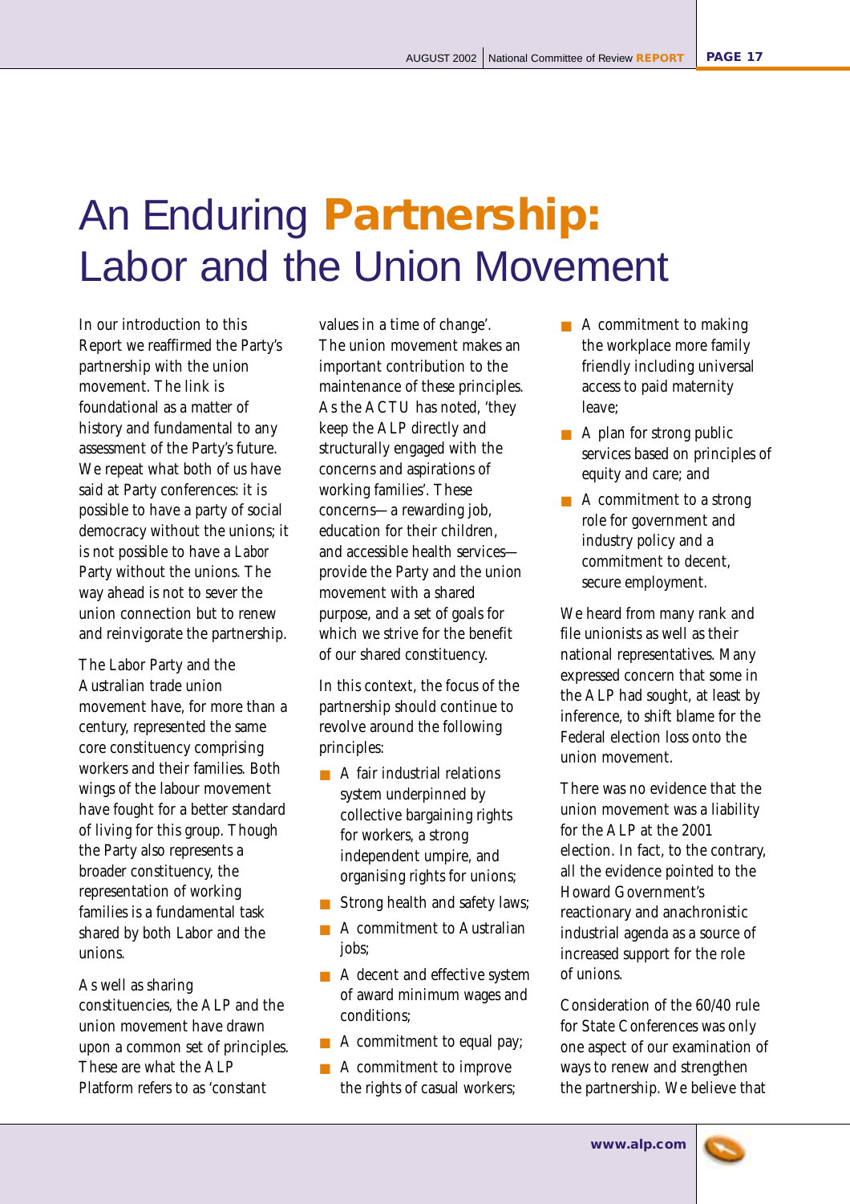# An Enduring **Partnership:** Labor and the Union Movement

In our introduction to this Report we reaffirmed the Party's partnership with the union movement. The link is foundational as a matter of history and fundamental to any assessment of the Party's future. We repeat what both of us have said at Party conferences: it is possible to have a party of social democracy without the unions; it is not possible to have a *Labor* Party without the unions. The way ahead is not to sever the union connection but to renew and reinvigorate the partnership.

The Labor Party and the Australian trade union movement have, for more than a century, represented the same core constituency comprising workers and their families. Both wings of the labour movement have fought for a better standard of living for this group. Though the Party also represents a broader constituency, the representation of working families is a fundamental task shared by both Labor and the unions.

As well as sharing constituencies, the ALP and the union movement have drawn upon a common set of principles. These are what the ALP Platform refers to as 'constant values in a time of change'. The union movement makes an important contribution to the maintenance of these principles. As the ACTU has noted, 'they keep the ALP directly and structurally engaged with the concerns and aspirations of working families'. These concerns—a rewarding job, education for their children, and accessible health services—provide the Party and the union movement with a shared purpose, and a set of goals for which we strive for the benefit of our shared constituency.

In this context, the focus of the partnership should continue to revolve around the following principles:

- A fair industrial relations system underpinned by collective bargaining rights for workers, a strong independent umpire, and organising rights for unions;
- Strong health and safety laws;
- A commitment to Australian jobs;
- A decent and effective system of award minimum wages and conditions;
- A commitment to equal pay;
- A commitment to improve the rights of casual workers;
- A commitment to making the workplace more family friendly including universal access to paid maternity leave;
- A plan for strong public services based on principles of equity and care; and
- A commitment to a strong role for government and industry policy and a commitment to decent, secure employment.

We heard from many rank and file unionists as well as their national representatives. Many expressed concern that some in the ALP had sought, at least by inference, to shift blame for the Federal election loss onto the union movement.

There was no evidence that the union movement was a liability for the ALP at the 2001 election. In fact, to the contrary, all the evidence pointed to the Howard Government's reactionary and anachronistic industrial agenda as a source of increased support for the role of unions.

Consideration of the 60/40 rule for State Conferences was only one aspect of our examination of ways to renew and strengthen the partnership. We believe that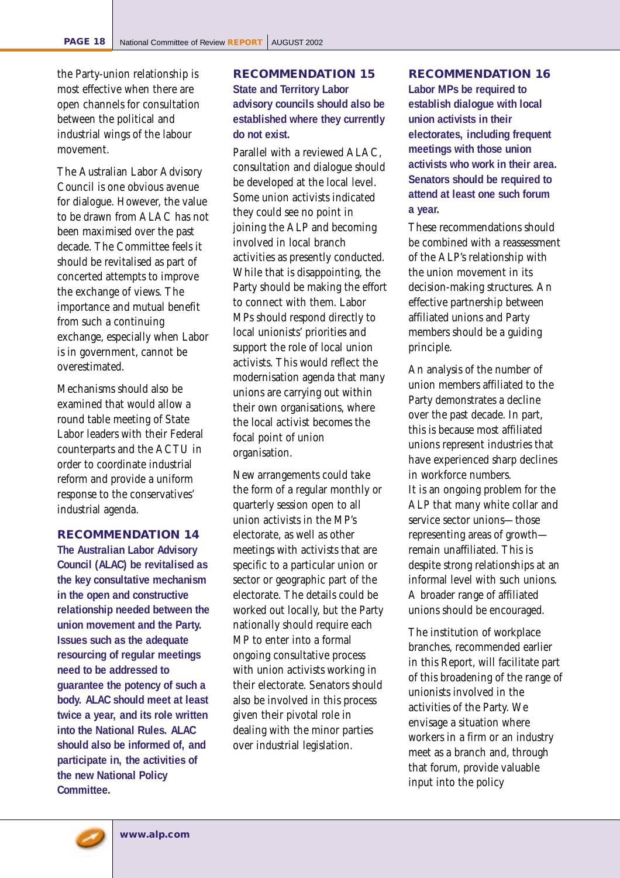the Party-union relationship is most effective when there are open channels for consultation between the political and industrial wings of the labour movement.

The Australian Labor Advisory Council is one obvious avenue for dialogue. However, the value to be drawn from ALAC has not been maximised over the past decade. The Committee feels it should be revitalised as part of concerted attempts to improve the exchange of views. The importance and mutual benefit from such a continuing exchange, especially when Labor is in government, cannot be overestimated.

Mechanisms should also be examined that would allow a round table meeting of State Labor leaders with their Federal counterparts and the ACTU in order to coordinate industrial reform and provide a uniform response to the conservatives' industrial agenda.

### RECOMMENDATION 14

**The Australian Labor Advisory Council (ALAC) be revitalised as the key consultative mechanism in the open and constructive relationship needed between the union movement and the Party. Issues such as the adequate resourcing of regular meetings need to be addressed to guarantee the potency of such a body. ALAC should meet at least twice a year, and its role written into the National Rules. ALAC should also be informed of, and participate in, the activities of the new National Policy Committee.**

### RECOMMENDATION 15

**State and Territory Labor advisory councils should also be established where they currently do not exist.**

Parallel with a reviewed ALAC, consultation and dialogue should be developed at the local level. Some union activists indicated they could see no point in joining the ALP and becoming involved in local branch activities as presently conducted. While that is disappointing, the Party should be making the effort to connect with them. Labor MPs should respond directly to local unionists' priorities and support the role of local union activists. This would reflect the modernisation agenda that many unions are carrying out within their own organisations, where the local activist becomes the focal point of union organisation.

New arrangements could take the form of a regular monthly or quarterly session open to all union activists in the MP's electorate, as well as other meetings with activists that are specific to a particular union or sector or geographic part of the electorate. The details could be worked out locally, but the Party nationally should require each MP to enter into a formal ongoing consultative process with union activists working in their electorate. Senators should also be involved in this process given their pivotal role in dealing with the minor parties over industrial legislation.

### RECOMMENDATION 16

**Labor MPs be required to establish dialogue with local union activists in their electorates, including frequent meetings with those union activists who work in their area. Senators should be required to attend at least one such forum a year.**

These recommendations should be combined with a reassessment of the ALP's relationship with the union movement in its decision-making structures. An effective partnership between affiliated unions and Party members should be a guiding principle.

An analysis of the number of union members affiliated to the Party demonstrates a decline over the past decade. In part, this is because most affiliated unions represent industries that have experienced sharp declines in workforce numbers.

It is an ongoing problem for the ALP that many white collar and service sector unions—those representing areas of growth—remain unaffiliated. This is despite strong relationships at an informal level with such unions. A broader range of affiliated unions should be encouraged.

The institution of workplace branches, recommended earlier in this Report, will facilitate part of this broadening of the range of unionists involved in the activities of the Party. We envisage a situation where workers in a firm or an industry meet as a branch and, through that forum, provide valuable input into the policy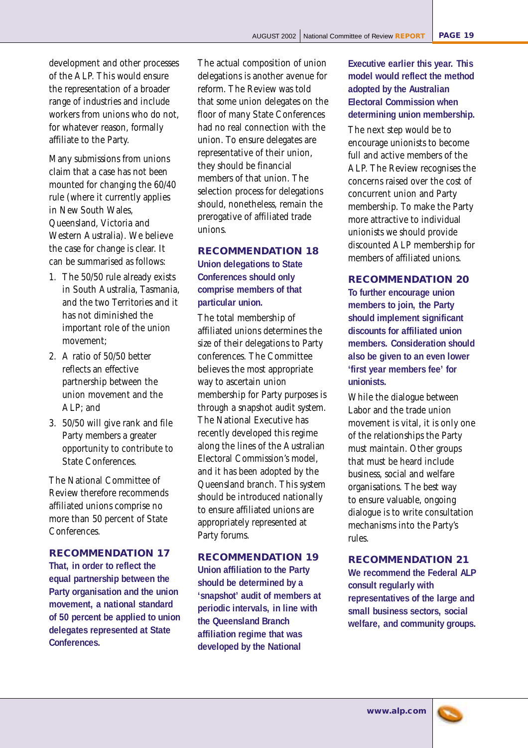development and other processes of the ALP. This would ensure the representation of a broader range of industries and include workers from unions who do not, for whatever reason, formally affiliate to the Party.

Many submissions from unions claim that a case has not been mounted for changing the 60/40 rule (where it currently applies in New South Wales, Queensland, Victoria and Western Australia). We believe the case for change is clear. It can be summarised as follows:

1. The 50/50 rule already exists in South Australia, Tasmania, and the two Territories and it has not diminished the important role of the union movement;
2. A ratio of 50/50 better reflects an effective partnership between the union movement and the ALP; and
3. 50/50 will give rank and file Party members a greater opportunity to contribute to State Conferences.

The National Committee of Review therefore recommends affiliated unions comprise no more than 50 percent of State Conferences.

## RECOMMENDATION 17

**That, in order to reflect the equal partnership between the Party organisation and the union movement, a national standard of 50 percent be applied to union delegates represented at State Conferences.**

The actual composition of union delegations is another avenue for reform. The Review was told that some union delegates on the floor of many State Conferences had no real connection with the union. To ensure delegates are representative of their union, they should be financial members of that union. The selection process for delegations should, nonetheless, remain the prerogative of affiliated trade unions.

## RECOMMENDATION 18

**Union delegations to State Conferences should only comprise members of that particular union.**

The total membership of affiliated unions determines the size of their delegations to Party conferences. The Committee believes the most appropriate way to ascertain union membership for Party purposes is through a snapshot audit system. The National Executive has recently developed this regime along the lines of the Australian Electoral Commission's model, and it has been adopted by the Queensland branch. This system should be introduced nationally to ensure affiliated unions are appropriately represented at Party forums.

## RECOMMENDATION 19

**Union affiliation to the Party should be determined by a 'snapshot' audit of members at periodic intervals, in line with the Queensland Branch affiliation regime that was developed by the National Executive earlier this year. This model would reflect the method adopted by the Australian Electoral Commission when determining union membership.**

The next step would be to encourage unionists to become full and active members of the ALP. The Review recognises the concerns raised over the cost of concurrent union and Party membership. To make the Party more attractive to individual unionists we should provide discounted ALP membership for members of affiliated unions.

## RECOMMENDATION 20

**To further encourage union members to join, the Party should implement significant discounts for affiliated union members. Consideration should also be given to an even lower 'first year members fee' for unionists.**

While the dialogue between Labor and the trade union movement is vital, it is only one of the relationships the Party must maintain. Other groups that must be heard include business, social and welfare organisations. The best way to ensure valuable, ongoing dialogue is to write consultation mechanisms into the Party's rules.

## RECOMMENDATION 21

**We recommend the Federal ALP consult regularly with representatives of the large and small business sectors, social welfare, and community groups.**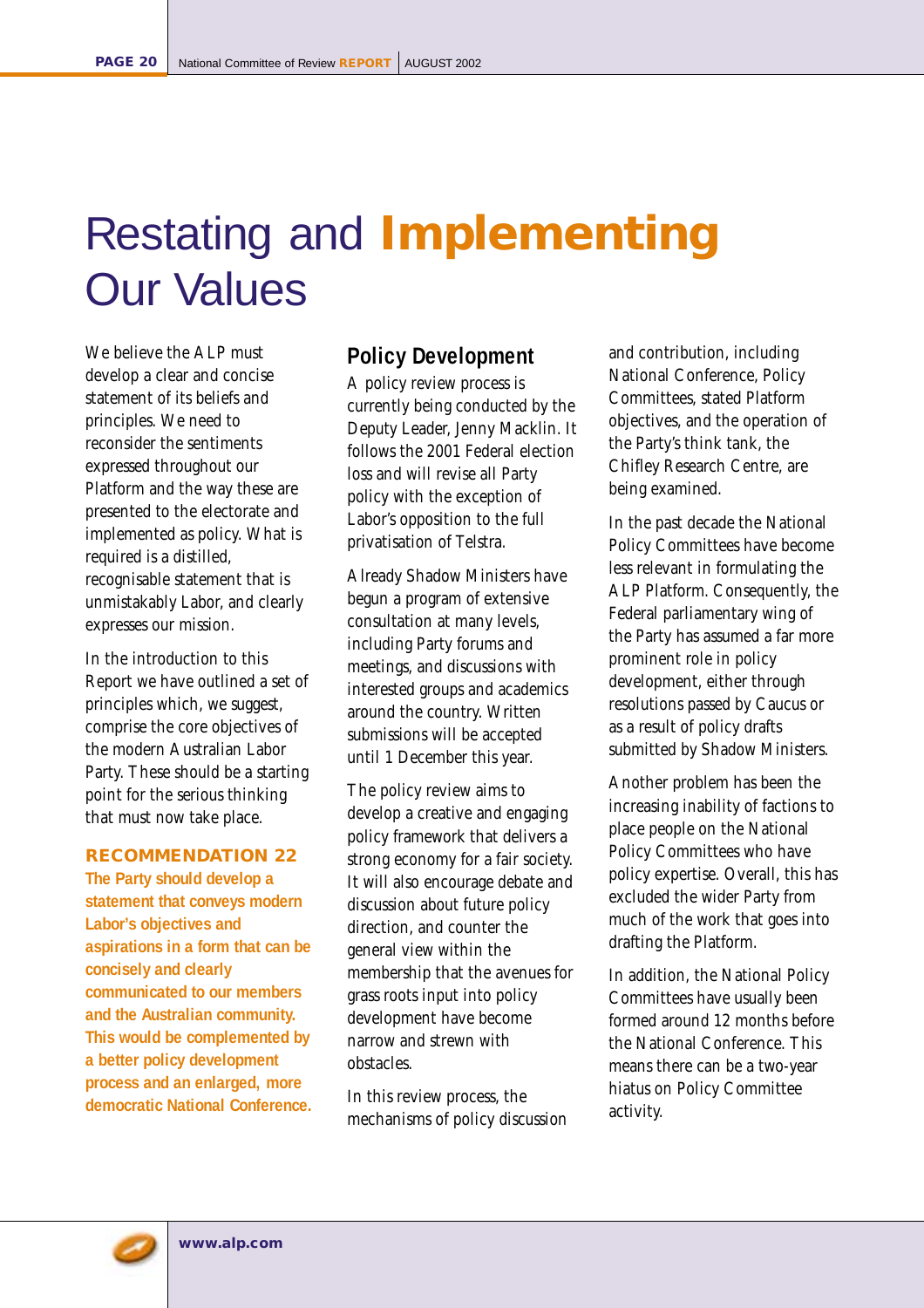# Restating and **Implementing** Our Values

We believe the ALP must develop a clear and concise statement of its beliefs and principles. We need to reconsider the sentiments expressed throughout our Platform and the way these are presented to the electorate and implemented as policy. What is required is a distilled, recognisable statement that is unmistakably Labor, and clearly expresses our mission.

In the introduction to this Report we have outlined a set of principles which, we suggest, comprise the core objectives of the modern Australian Labor Party. These should be a starting point for the serious thinking that must now take place.

**RECOMMENDATION 22**

**The Party should develop a statement that conveys modern Labor's objectives and aspirations in a form that can be concisely and clearly communicated to our members and the Australian community. This would be complemented by a better policy development process and an enlarged, more democratic National Conference.**

## Policy Development

A policy review process is currently being conducted by the Deputy Leader, Jenny Macklin. It follows the 2001 Federal election loss and will revise all Party policy with the exception of Labor's opposition to the full privatisation of Telstra.

Already Shadow Ministers have begun a program of extensive consultation at many levels, including Party forums and meetings, and discussions with interested groups and academics around the country. Written submissions will be accepted until 1 December this year.

The policy review aims to develop a creative and engaging policy framework that delivers a strong economy for a fair society. It will also encourage debate and discussion about future policy direction, and counter the general view within the membership that the avenues for grass roots input into policy development have become narrow and strewn with obstacles.

In this review process, the mechanisms of policy discussion and contribution, including National Conference, Policy Committees, stated Platform objectives, and the operation of the Party's think tank, the Chifley Research Centre, are being examined.

In the past decade the National Policy Committees have become less relevant in formulating the ALP Platform. Consequently, the Federal parliamentary wing of the Party has assumed a far more prominent role in policy development, either through resolutions passed by Caucus or as a result of policy drafts submitted by Shadow Ministers.

Another problem has been the increasing inability of factions to place people on the National Policy Committees who have policy expertise. Overall, this has excluded the wider Party from much of the work that goes into drafting the Platform.

In addition, the National Policy Committees have usually been formed around 12 months before the National Conference. This means there can be a two-year hiatus on Policy Committee activity.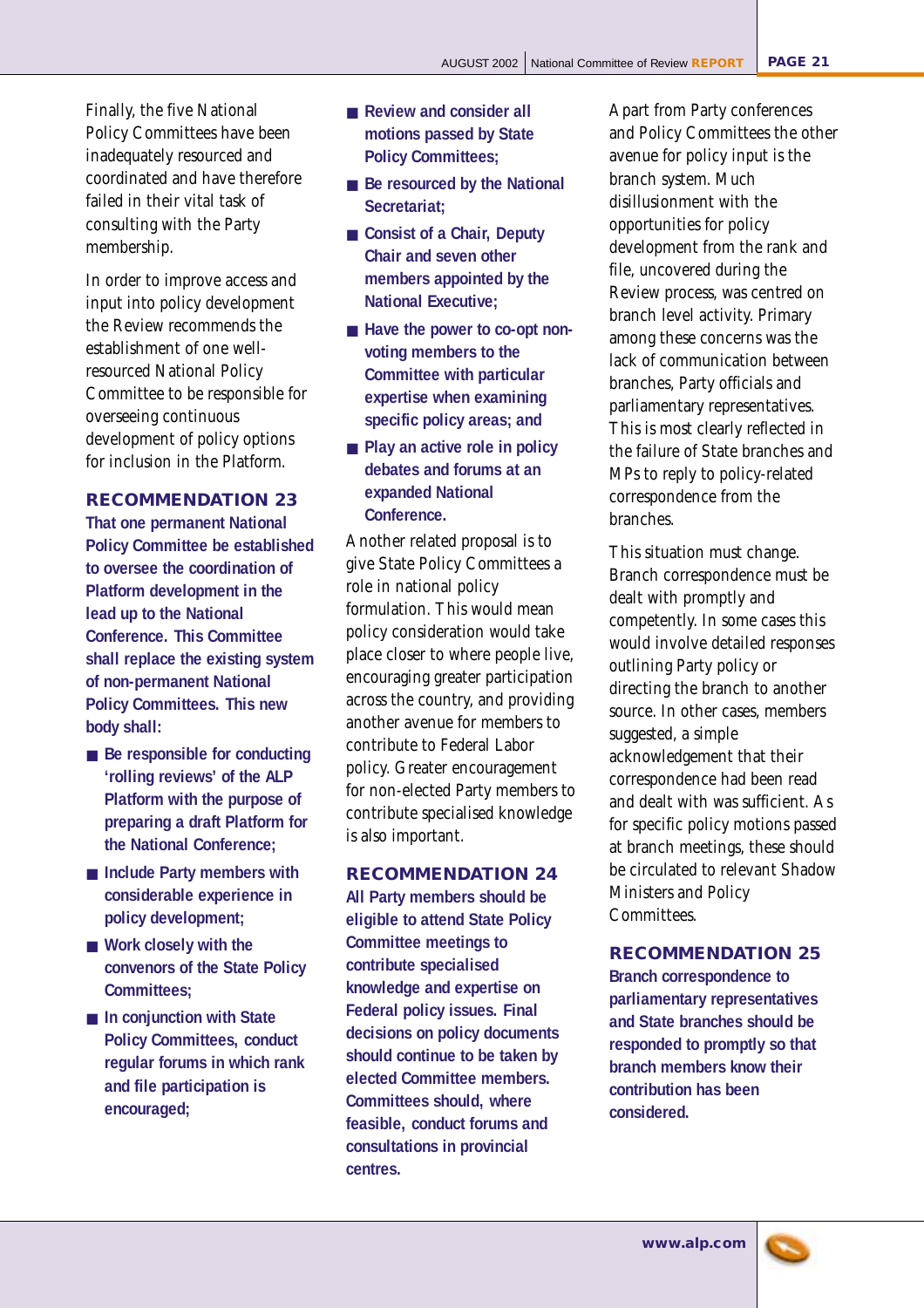Finally, the five National Policy Committees have been inadequately resourced and coordinated and have therefore failed in their vital task of consulting with the Party membership.

In order to improve access and input into policy development the Review recommends the establishment of one well-resourced National Policy Committee to be responsible for overseeing continuous development of policy options for inclusion in the Platform.

## RECOMMENDATION 23

**That one permanent National Policy Committee be established to oversee the coordination of Platform development in the lead up to the National Conference. This Committee shall replace the existing system of non-permanent National Policy Committees. This new body shall:**

- **Be responsible for conducting 'rolling reviews' of the ALP Platform with the purpose of preparing a draft Platform for the National Conference;**
- **Include Party members with considerable experience in policy development;**
- **Work closely with the convenors of the State Policy Committees;**
- **In conjunction with State Policy Committees, conduct regular forums in which rank and file participation is encouraged;**
- **Review and consider all motions passed by State Policy Committees;**
- **Be resourced by the National Secretariat;**
- **Consist of a Chair, Deputy Chair and seven other members appointed by the National Executive;**
- **Have the power to co-opt non-voting members to the Committee with particular expertise when examining specific policy areas; and**
- **Play an active role in policy debates and forums at an expanded National Conference.**

Another related proposal is to give State Policy Committees a role in national policy formulation. This would mean policy consideration would take place closer to where people live, encouraging greater participation across the country, and providing another avenue for members to contribute to Federal Labor policy. Greater encouragement for non-elected Party members to contribute specialised knowledge is also important.

## RECOMMENDATION 24

**All Party members should be eligible to attend State Policy Committee meetings to contribute specialised knowledge and expertise on Federal policy issues. Final decisions on policy documents should continue to be taken by elected Committee members. Committees should, where feasible, conduct forums and consultations in provincial centres.**

Apart from Party conferences and Policy Committees the other avenue for policy input is the branch system. Much disillusionment with the opportunities for policy development from the rank and file, uncovered during the Review process, was centred on branch level activity. Primary among these concerns was the lack of communication between branches, Party officials and parliamentary representatives. This is most clearly reflected in the failure of State branches and MPs to reply to policy-related correspondence from the branches.

This situation must change. Branch correspondence must be dealt with promptly and competently. In some cases this would involve detailed responses outlining Party policy or directing the branch to another source. In other cases, members suggested, a simple acknowledgement that their correspondence had been read and dealt with was sufficient. As for specific policy motions passed at branch meetings, these should be circulated to relevant Shadow Ministers and Policy Committees.

## RECOMMENDATION 25

**Branch correspondence to parliamentary representatives and State branches should be responded to promptly so that branch members know their contribution has been considered.**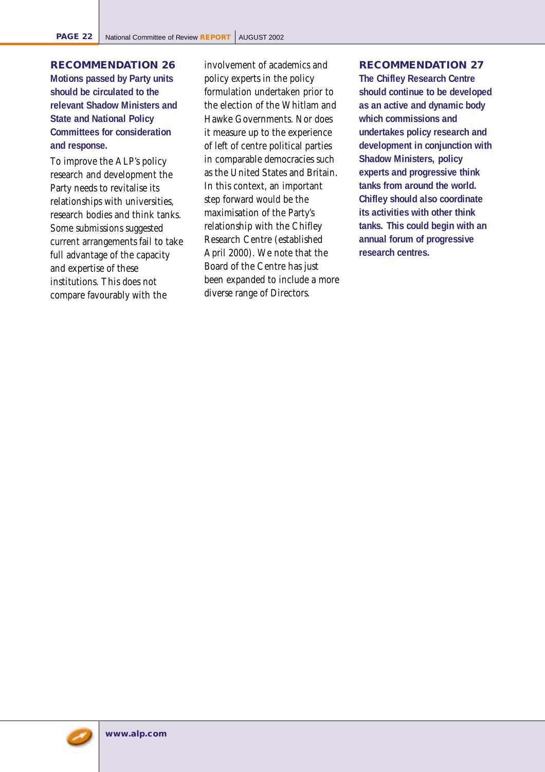### RECOMMENDATION 26

**Motions passed by Party units should be circulated to the relevant Shadow Ministers and State and National Policy Committees for consideration and response.**

To improve the ALP's policy research and development the Party needs to revitalise its relationships with universities, research bodies and think tanks. Some submissions suggested current arrangements fail to take full advantage of the capacity and expertise of these institutions. This does not compare favourably with the involvement of academics and policy experts in the policy formulation undertaken prior to the election of the Whitlam and Hawke Governments. Nor does it measure up to the experience of left of centre political parties in comparable democracies such as the United States and Britain. In this context, an important step forward would be the maximisation of the Party's relationship with the Chifley Research Centre (established April 2000). We note that the Board of the Centre has just been expanded to include a more diverse range of Directors.

### RECOMMENDATION 27

**The Chifley Research Centre should continue to be developed as an active and dynamic body which commissions and undertakes policy research and development in conjunction with Shadow Ministers, policy experts and progressive think tanks from around the world. Chifley should also coordinate its activities with other think tanks. This could begin with an annual forum of progressive research centres.**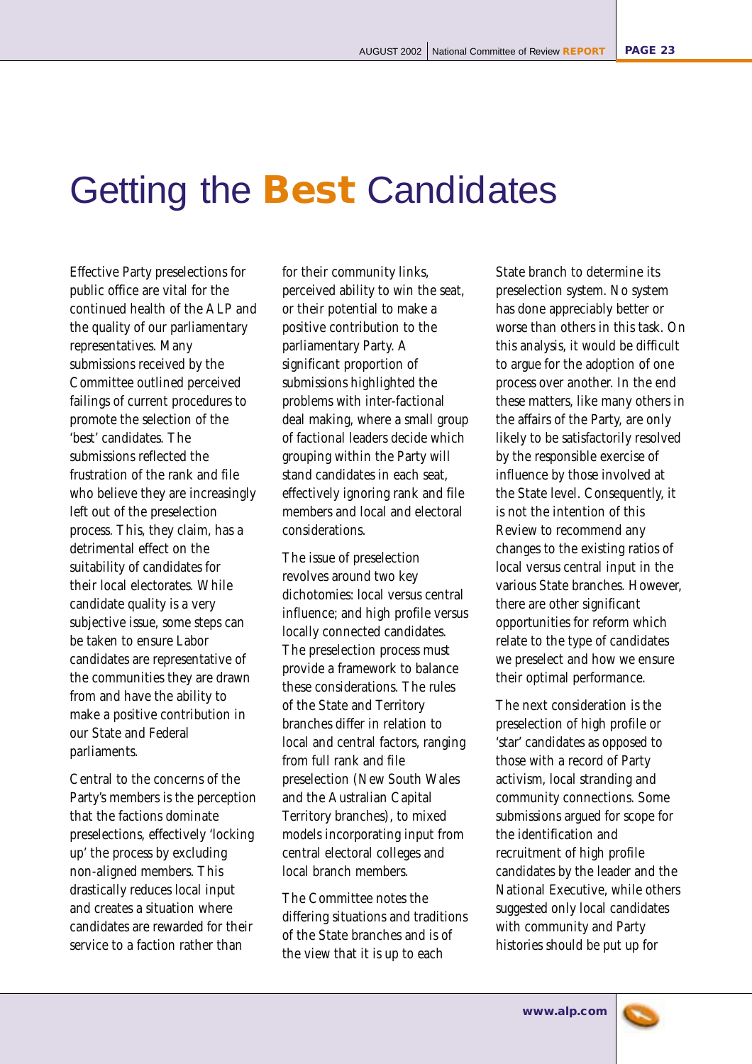# Getting the **Best** Candidates

Effective Party preselections for public office are vital for the continued health of the ALP and the quality of our parliamentary representatives. Many submissions received by the Committee outlined perceived failings of current procedures to promote the selection of the 'best' candidates. The submissions reflected the frustration of the rank and file who believe they are increasingly left out of the preselection process. This, they claim, has a detrimental effect on the suitability of candidates for their local electorates. While candidate quality is a very subjective issue, some steps can be taken to ensure Labor candidates are representative of the communities they are drawn from and have the ability to make a positive contribution in our State and Federal parliaments.

Central to the concerns of the Party's members is the perception that the factions dominate preselections, effectively 'locking up' the process by excluding non-aligned members. This drastically reduces local input and creates a situation where candidates are rewarded for their service to a faction rather than for their community links, perceived ability to win the seat, or their potential to make a positive contribution to the parliamentary Party. A significant proportion of submissions highlighted the problems with inter-factional deal making, where a small group of factional leaders decide which grouping within the Party will stand candidates in each seat, effectively ignoring rank and file members and local and electoral considerations.

The issue of preselection revolves around two key dichotomies: local versus central influence; and high profile versus locally connected candidates. The preselection process must provide a framework to balance these considerations. The rules of the State and Territory branches differ in relation to local and central factors, ranging from full rank and file preselection (New South Wales and the Australian Capital Territory branches), to mixed models incorporating input from central electoral colleges and local branch members.

The Committee notes the differing situations and traditions of the State branches and is of the view that it is up to each State branch to determine its preselection system. No system has done appreciably better or worse than others in this task. On this analysis, it would be difficult to argue for the adoption of one process over another. In the end these matters, like many others in the affairs of the Party, are only likely to be satisfactorily resolved by the responsible exercise of influence by those involved at the State level. Consequently, it is not the intention of this Review to recommend any changes to the existing ratios of local versus central input in the various State branches. However, there are other significant opportunities for reform which relate to the type of candidates we preselect and how we ensure their optimal performance.

The next consideration is the preselection of high profile or 'star' candidates as opposed to those with a record of Party activism, local stranding and community connections. Some submissions argued for scope for the identification and recruitment of high profile candidates by the leader and the National Executive, while others suggested only local candidates with community and Party histories should be put up for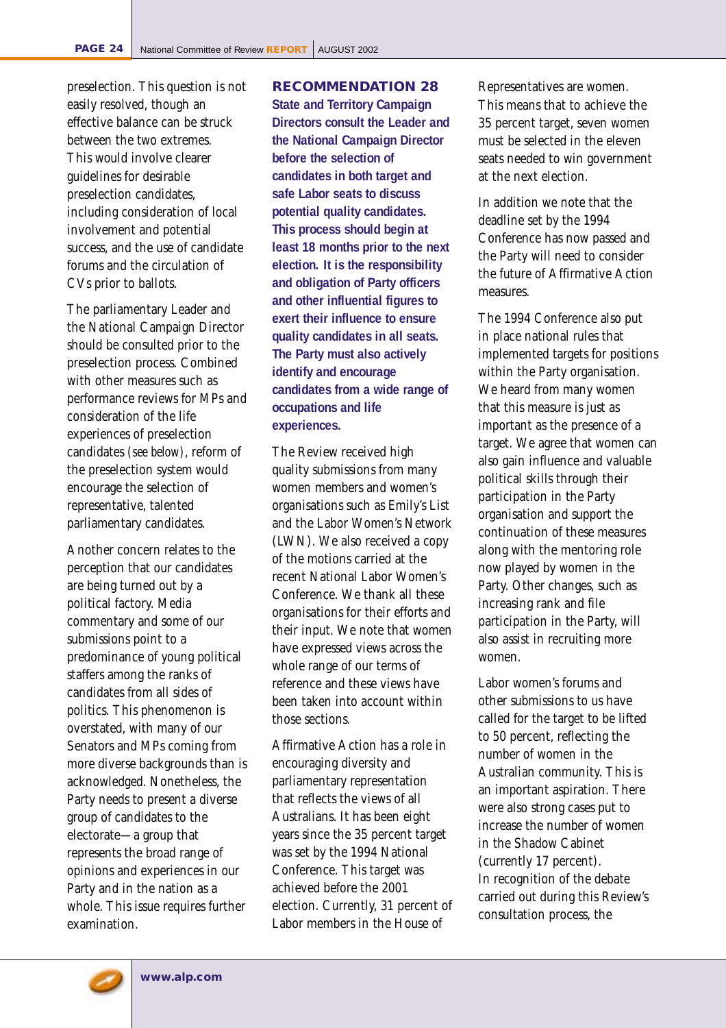preselection. This question is not easily resolved, though an effective balance can be struck between the two extremes. This would involve clearer guidelines for desirable preselection candidates, including consideration of local involvement and potential success, and the use of candidate forums and the circulation of CVs prior to ballots.

The parliamentary Leader and the National Campaign Director should be consulted prior to the preselection process. Combined with other measures such as performance reviews for MPs and consideration of the life experiences of preselection candidates *(see below)*, reform of the preselection system would encourage the selection of representative, talented parliamentary candidates.

Another concern relates to the perception that our candidates are being turned out by a political factory. Media commentary and some of our submissions point to a predominance of young political staffers among the ranks of candidates from all sides of politics. This phenomenon is overstated, with many of our Senators and MPs coming from more diverse backgrounds than is acknowledged. Nonetheless, the Party needs to present a diverse group of candidates to the electorate—a group that represents the broad range of opinions and experiences in our Party and in the nation as a whole. This issue requires further examination.

### RECOMMENDATION 28

**State and Territory Campaign Directors consult the Leader and the National Campaign Director before the selection of candidates in both target and safe Labor seats to discuss potential quality candidates. This process should begin at least 18 months prior to the next election. It is the responsibility and obligation of Party officers and other influential figures to exert their influence to ensure quality candidates in all seats. The Party must also actively identify and encourage candidates from a wide range of occupations and life experiences.**

The Review received high quality submissions from many women members and women's organisations such as Emily's List and the Labor Women's Network (LWN). We also received a copy of the motions carried at the recent National Labor Women's Conference. We thank all these organisations for their efforts and their input. We note that women have expressed views across the whole range of our terms of reference and these views have been taken into account within those sections.

Affirmative Action has a role in encouraging diversity and parliamentary representation that reflects the views of all Australians. It has been eight years since the 35 percent target was set by the 1994 National Conference. This target was achieved before the 2001 election. Currently, 31 percent of Labor members in the House of Representatives are women. This means that to achieve the 35 percent target, seven women must be selected in the eleven seats needed to win government at the next election.

In addition we note that the deadline set by the 1994 Conference has now passed and the Party will need to consider the future of Affirmative Action measures.

The 1994 Conference also put in place national rules that implemented targets for positions within the Party organisation. We heard from many women that this measure is just as important as the presence of a target. We agree that women can also gain influence and valuable political skills through their participation in the Party organisation and support the continuation of these measures along with the mentoring role now played by women in the Party. Other changes, such as increasing rank and file participation in the Party, will also assist in recruiting more women.

Labor women's forums and other submissions to us have called for the target to be lifted to 50 percent, reflecting the number of women in the Australian community. This is an important aspiration. There were also strong cases put to increase the number of women in the Shadow Cabinet (currently 17 percent). In recognition of the debate carried out during this Review's consultation process, the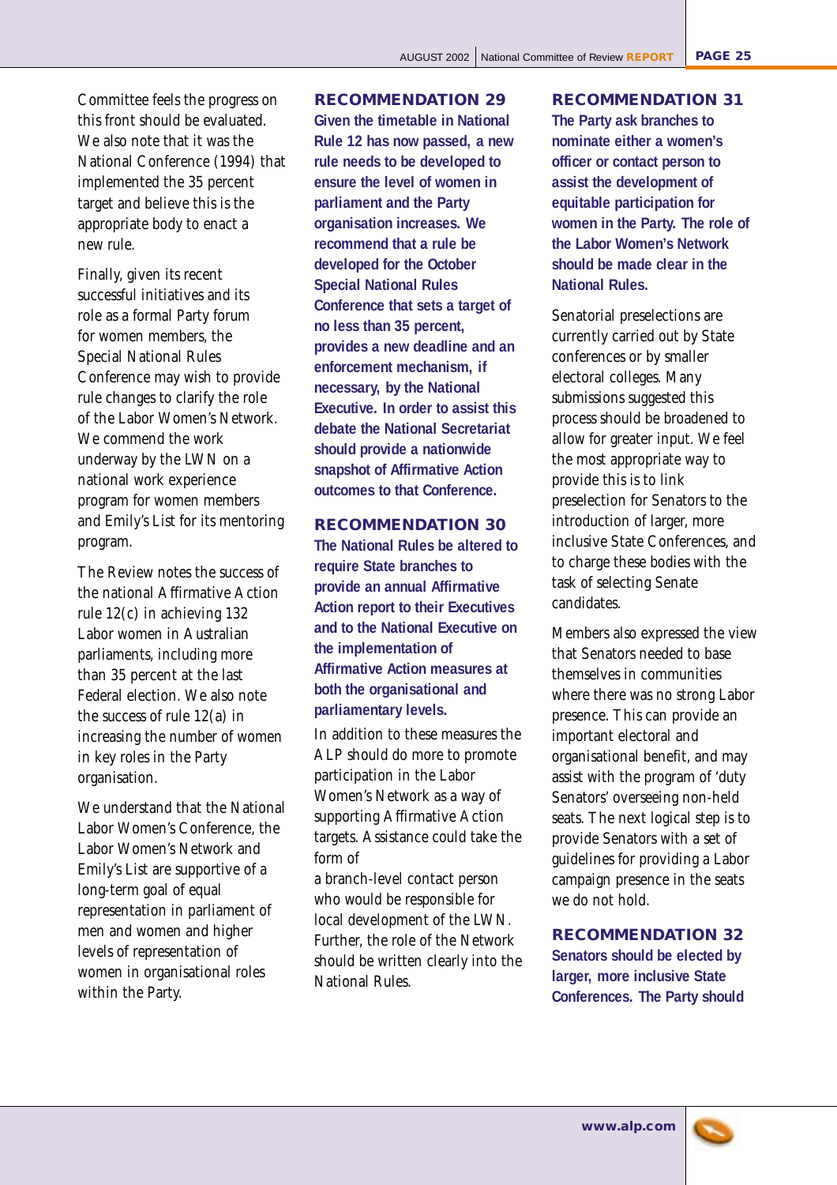Committee feels the progress on this front should be evaluated. We also note that it was the National Conference (1994) that implemented the 35 percent target and believe this is the appropriate body to enact a new rule.

Finally, given its recent successful initiatives and its role as a formal Party forum for women members, the Special National Rules Conference may wish to provide rule changes to clarify the role of the Labor Women's Network. We commend the work underway by the LWN on a national work experience program for women members and Emily's List for its mentoring program.

The Review notes the success of the national Affirmative Action rule 12(c) in achieving 132 Labor women in Australian parliaments, including more than 35 percent at the last Federal election. We also note the success of rule 12(a) in increasing the number of women in key roles in the Party organisation.

We understand that the National Labor Women's Conference, the Labor Women's Network and Emily's List are supportive of a long-term goal of equal representation in parliament of men and women and higher levels of representation of women in organisational roles within the Party.

### RECOMMENDATION 29

**Given the timetable in National Rule 12 has now passed, a new rule needs to be developed to ensure the level of women in parliament and the Party organisation increases. We recommend that a rule be developed for the October Special National Rules Conference that sets a target of no less than 35 percent, provides a new deadline and an enforcement mechanism, if necessary, by the National Executive. In order to assist this debate the National Secretariat should provide a nationwide snapshot of Affirmative Action outcomes to that Conference.**

### RECOMMENDATION 30

**The National Rules be altered to require State branches to provide an annual Affirmative Action report to their Executives and to the National Executive on the implementation of Affirmative Action measures at both the organisational and parliamentary levels.**

In addition to these measures the ALP should do more to promote participation in the Labor Women's Network as a way of supporting Affirmative Action targets. Assistance could take the form of a branch-level contact person who would be responsible for local development of the LWN. Further, the role of the Network should be written clearly into the National Rules.

### RECOMMENDATION 31

**The Party ask branches to nominate either a women's officer or contact person to assist the development of equitable participation for women in the Party. The role of the Labor Women's Network should be made clear in the National Rules.**

Senatorial preselections are currently carried out by State conferences or by smaller electoral colleges. Many submissions suggested this process should be broadened to allow for greater input. We feel the most appropriate way to provide this is to link preselection for Senators to the introduction of larger, more inclusive State Conferences, and to charge these bodies with the task of selecting Senate candidates.

Members also expressed the view that Senators needed to base themselves in communities where there was no strong Labor presence. This can provide an important electoral and organisational benefit, and may assist with the program of 'duty Senators' overseeing non-held seats. The next logical step is to provide Senators with a set of guidelines for providing a Labor campaign presence in the seats we do not hold.

### RECOMMENDATION 32

**Senators should be elected by larger, more inclusive State Conferences. The Party should**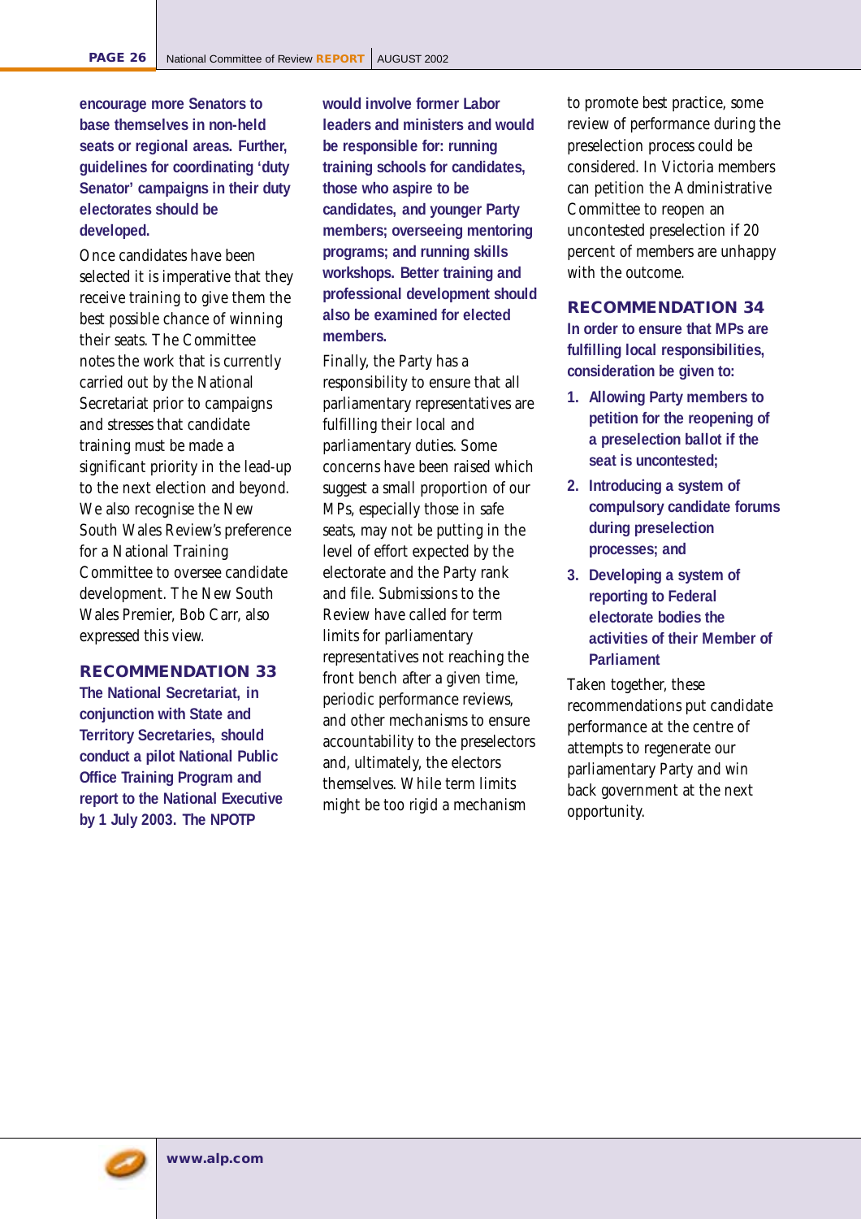**encourage more Senators to base themselves in non-held seats or regional areas. Further, guidelines for coordinating 'duty Senator' campaigns in their duty electorates should be developed.**

Once candidates have been selected it is imperative that they receive training to give them the best possible chance of winning their seats. The Committee notes the work that is currently carried out by the National Secretariat prior to campaigns and stresses that candidate training must be made a significant priority in the lead-up to the next election and beyond. We also recognise the New South Wales Review's preference for a National Training Committee to oversee candidate development. The New South Wales Premier, Bob Carr, also expressed this view.

### RECOMMENDATION 33

**The National Secretariat, in conjunction with State and Territory Secretaries, should conduct a pilot National Public Office Training Program and report to the National Executive by 1 July 2003. The NPOTP would involve former Labor leaders and ministers and would be responsible for: running training schools for candidates, those who aspire to be candidates, and younger Party members; overseeing mentoring programs; and running skills workshops. Better training and professional development should also be examined for elected members.**

Finally, the Party has a responsibility to ensure that all parliamentary representatives are fulfilling their local and parliamentary duties. Some concerns have been raised which suggest a small proportion of our MPs, especially those in safe seats, may not be putting in the level of effort expected by the electorate and the Party rank and file. Submissions to the Review have called for term limits for parliamentary representatives not reaching the front bench after a given time, periodic performance reviews, and other mechanisms to ensure accountability to the preselectors and, ultimately, the electors themselves. While term limits might be too rigid a mechanism to promote best practice, some review of performance during the preselection process could be considered. In Victoria members can petition the Administrative Committee to reopen an uncontested preselection if 20 percent of members are unhappy with the outcome.

### RECOMMENDATION 34

**In order to ensure that MPs are fulfilling local responsibilities, consideration be given to:**

1. **Allowing Party members to petition for the reopening of a preselection ballot if the seat is uncontested;**
2. **Introducing a system of compulsory candidate forums during preselection processes; and**
3. **Developing a system of reporting to Federal electorate bodies the activities of their Member of Parliament**

Taken together, these recommendations put candidate performance at the centre of attempts to regenerate our parliamentary Party and win back government at the next opportunity.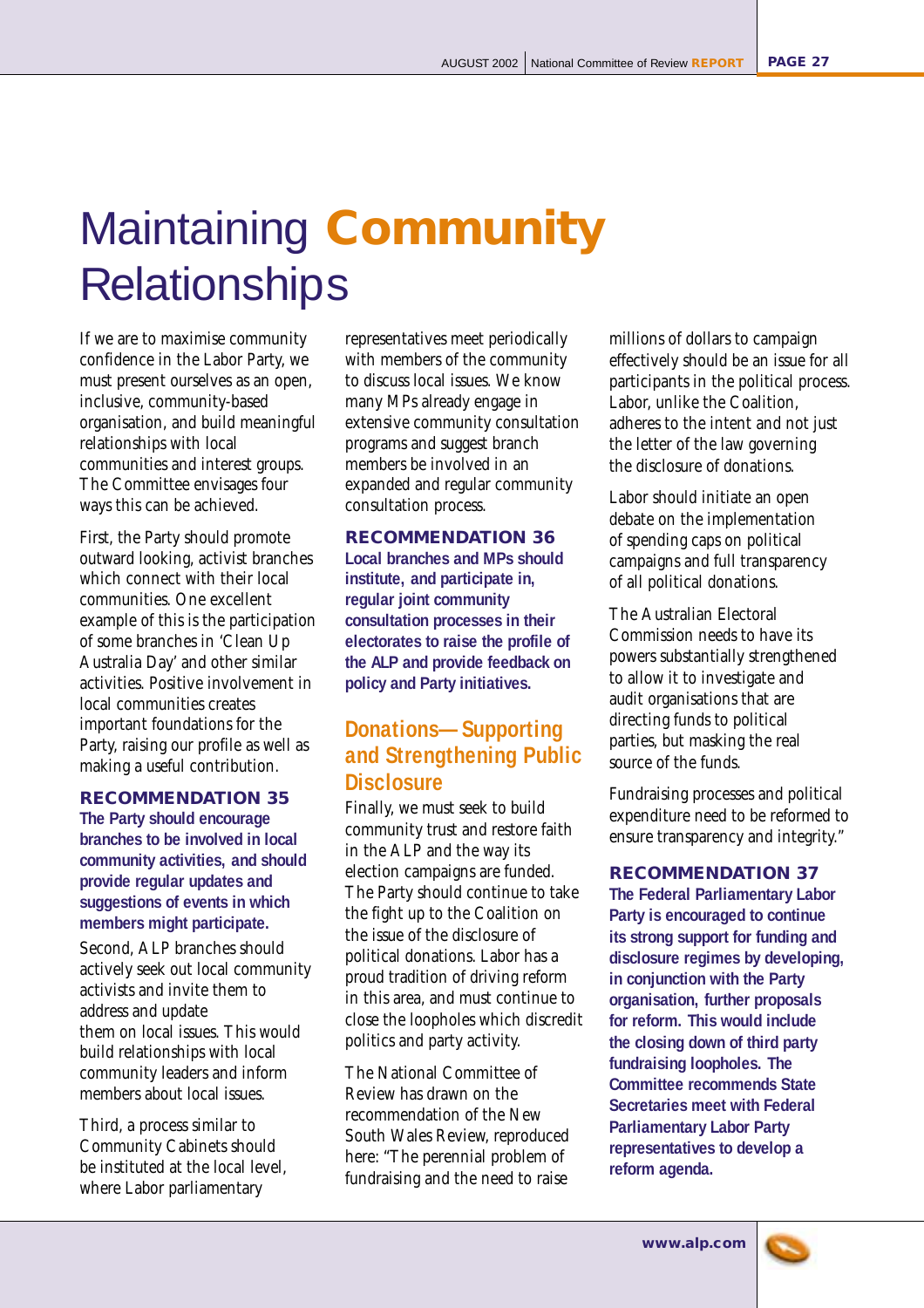# Maintaining **Community** Relationships

If we are to maximise community confidence in the Labor Party, we must present ourselves as an open, inclusive, community-based organisation, and build meaningful relationships with local communities and interest groups. The Committee envisages four ways this can be achieved.

First, the Party should promote outward looking, activist branches which connect with their local communities. One excellent example of this is the participation of some branches in 'Clean Up Australia Day' and other similar activities. Positive involvement in local communities creates important foundations for the Party, raising our profile as well as making a useful contribution.

**RECOMMENDATION 35**

**The Party should encourage branches to be involved in local community activities, and should provide regular updates and suggestions of events in which members might participate.**

Second, ALP branches should actively seek out local community activists and invite them to address and update them on local issues. This would build relationships with local community leaders and inform members about local issues.

Third, a process similar to Community Cabinets should be instituted at the local level, where Labor parliamentary representatives meet periodically with members of the community to discuss local issues. We know many MPs already engage in extensive community consultation programs and suggest branch members be involved in an expanded and regular community consultation process.

**RECOMMENDATION 36**

**Local branches and MPs should institute, and participate in, regular joint community consultation processes in their electorates to raise the profile of the ALP and provide feedback on policy and Party initiatives.**

## Donations—Supporting and Strengthening Public Disclosure

Finally, we must seek to build community trust and restore faith in the ALP and the way its election campaigns are funded. The Party should continue to take the fight up to the Coalition on the issue of the disclosure of political donations. Labor has a proud tradition of driving reform in this area, and must continue to close the loopholes which discredit politics and party activity.

The National Committee of Review has drawn on the recommendation of the New South Wales Review, reproduced here: "The perennial problem of fundraising and the need to raise millions of dollars to campaign effectively should be an issue for all participants in the political process. Labor, unlike the Coalition, adheres to the intent and not just the letter of the law governing the disclosure of donations.

Labor should initiate an open debate on the implementation of spending caps on political campaigns and full transparency of all political donations.

The Australian Electoral Commission needs to have its powers substantially strengthened to allow it to investigate and audit organisations that are directing funds to political parties, but masking the real source of the funds.

Fundraising processes and political expenditure need to be reformed to ensure transparency and integrity."

**RECOMMENDATION 37**

**The Federal Parliamentary Labor Party is encouraged to continue its strong support for funding and disclosure regimes by developing, in conjunction with the Party organisation, further proposals for reform. This would include the closing down of third party fundraising loopholes. The Committee recommends State Secretaries meet with Federal Parliamentary Labor Party representatives to develop a reform agenda.**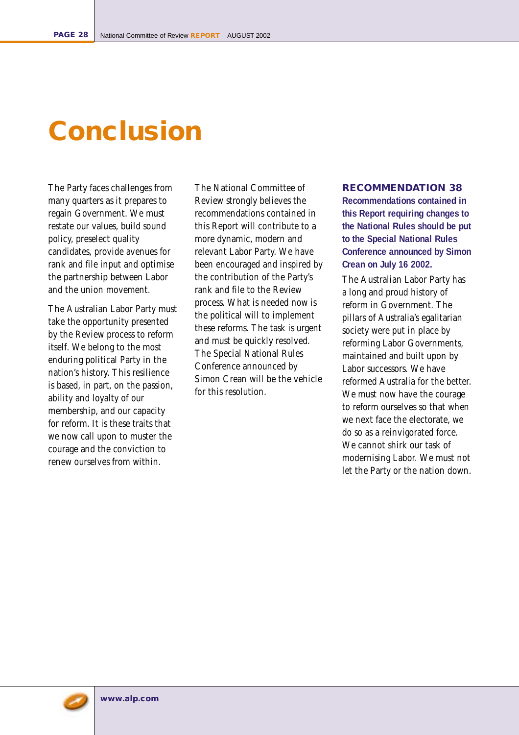# Conclusion

The Party faces challenges from many quarters as it prepares to regain Government. We must restate our values, build sound policy, preselect quality candidates, provide avenues for rank and file input and optimise the partnership between Labor and the union movement.

The Australian Labor Party must take the opportunity presented by the Review process to reform itself. We belong to the most enduring political Party in the nation's history. This resilience is based, in part, on the passion, ability and loyalty of our membership, and our capacity for reform. It is these traits that we now call upon to muster the courage and the conviction to renew ourselves from within.

The National Committee of Review strongly believes the recommendations contained in this Report will contribute to a more dynamic, modern and relevant Labor Party. We have been encouraged and inspired by the contribution of the Party's rank and file to the Review process. What is needed now is the political will to implement these reforms. The task is urgent and must be quickly resolved. The Special National Rules Conference announced by Simon Crean will be the vehicle for this resolution.

### RECOMMENDATION 38

**Recommendations contained in this Report requiring changes to the National Rules should be put to the Special National Rules Conference announced by Simon Crean on July 16 2002.**

The Australian Labor Party has a long and proud history of reform in Government. The pillars of Australia's egalitarian society were put in place by reforming Labor Governments, maintained and built upon by Labor successors. We have reformed Australia for the better. We must now have the courage to reform ourselves so that when we next face the electorate, we do so as a reinvigorated force. We cannot shirk our task of modernising Labor. We must not let the Party or the nation down.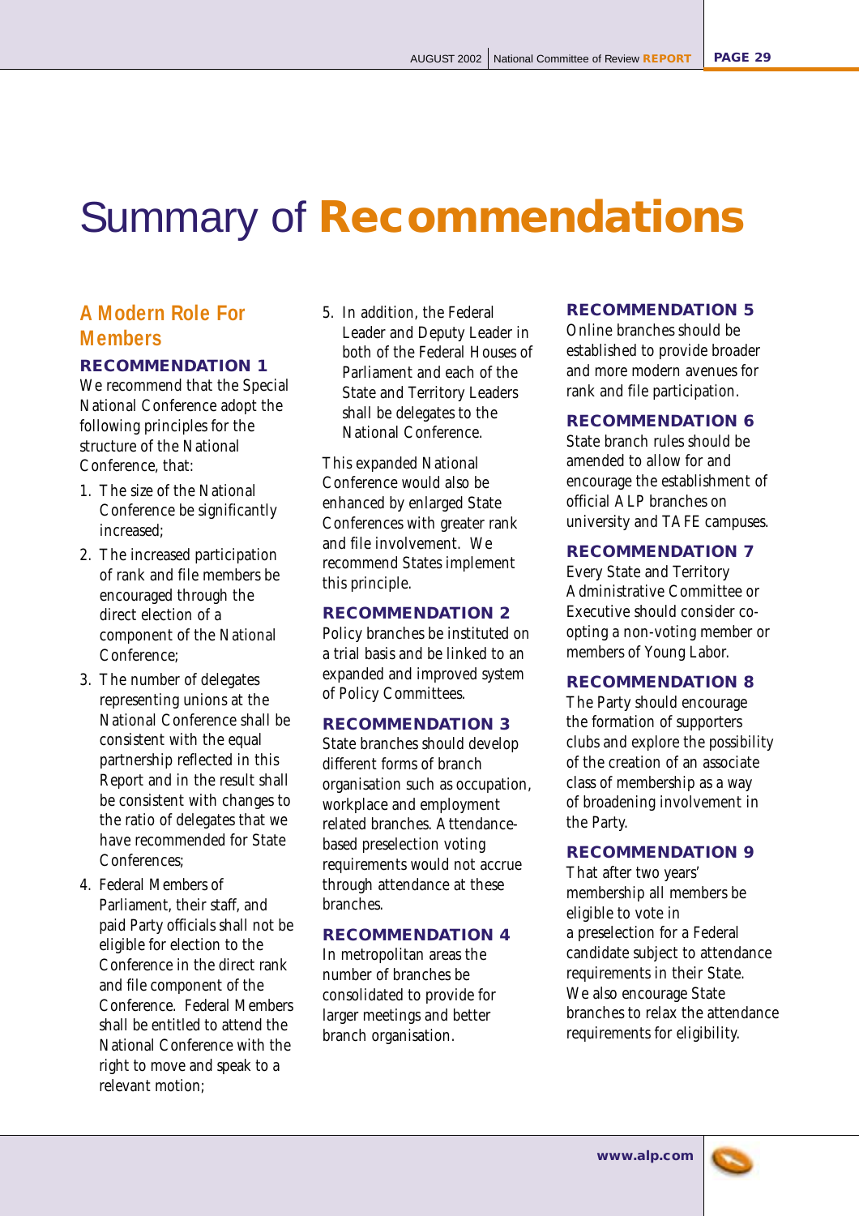# Summary of **Recommendations**

## A Modern Role For Members

### RECOMMENDATION 1

We recommend that the Special National Conference adopt the following principles for the structure of the National Conference, that:

1. The size of the National Conference be significantly increased;
2. The increased participation of rank and file members be encouraged through the direct election of a component of the National Conference;
3. The number of delegates representing unions at the National Conference shall be consistent with the equal partnership reflected in this Report and in the result shall be consistent with changes to the ratio of delegates that we have recommended for State Conferences;
4. Federal Members of Parliament, their staff, and paid Party officials shall not be eligible for election to the Conference in the direct rank and file component of the Conference. Federal Members shall be entitled to attend the National Conference with the right to move and speak to a relevant motion;
5. In addition, the Federal Leader and Deputy Leader in both of the Federal Houses of Parliament and each of the State and Territory Leaders shall be delegates to the National Conference.

This expanded National Conference would also be enhanced by enlarged State Conferences with greater rank and file involvement. We recommend States implement this principle.

### RECOMMENDATION 2

Policy branches be instituted on a trial basis and be linked to an expanded and improved system of Policy Committees.

### RECOMMENDATION 3

State branches should develop different forms of branch organisation such as occupation, workplace and employment related branches. Attendance-based preselection voting requirements would not accrue through attendance at these branches.

### RECOMMENDATION 4

In metropolitan areas the number of branches be consolidated to provide for larger meetings and better branch organisation.

### RECOMMENDATION 5

Online branches should be established to provide broader and more modern avenues for rank and file participation.

### RECOMMENDATION 6

State branch rules should be amended to allow for and encourage the establishment of official ALP branches on university and TAFE campuses.

### RECOMMENDATION 7

Every State and Territory Administrative Committee or Executive should consider co-opting a non-voting member or members of Young Labor.

### RECOMMENDATION 8

The Party should encourage the formation of supporters clubs and explore the possibility of the creation of an associate class of membership as a way of broadening involvement in the Party.

### RECOMMENDATION 9

That after two years' membership all members be eligible to vote in a preselection for a Federal candidate subject to attendance requirements in their State. We also encourage State branches to relax the attendance requirements for eligibility.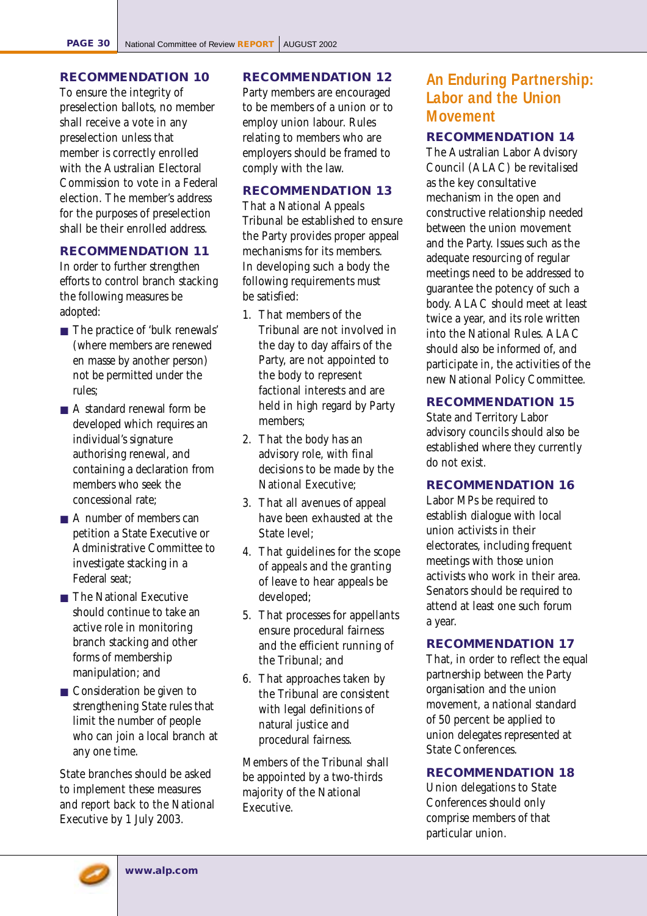### RECOMMENDATION 10

To ensure the integrity of preselection ballots, no member shall receive a vote in any preselection unless that member is correctly enrolled with the Australian Electoral Commission to vote in a Federal election. The member's address for the purposes of preselection shall be their enrolled address.

### RECOMMENDATION 11

In order to further strengthen efforts to control branch stacking the following measures be adopted:

- The practice of 'bulk renewals' (where members are renewed en masse by another person) not be permitted under the rules;
- A standard renewal form be developed which requires an individual's signature authorising renewal, and containing a declaration from members who seek the concessional rate;
- A number of members can petition a State Executive or Administrative Committee to investigate stacking in a Federal seat;
- The National Executive should continue to take an active role in monitoring branch stacking and other forms of membership manipulation; and
- Consideration be given to strengthening State rules that limit the number of people who can join a local branch at any one time.

State branches should be asked to implement these measures and report back to the National Executive by 1 July 2003.

### RECOMMENDATION 12

Party members are encouraged to be members of a union or to employ union labour. Rules relating to members who are employers should be framed to comply with the law.

### RECOMMENDATION 13

That a National Appeals Tribunal be established to ensure the Party provides proper appeal mechanisms for its members. In developing such a body the following requirements must be satisfied:

1. That members of the Tribunal are not involved in the day to day affairs of the Party, are not appointed to the body to represent factional interests and are held in high regard by Party members;
2. That the body has an advisory role, with final decisions to be made by the National Executive;
3. That all avenues of appeal have been exhausted at the State level;
4. That guidelines for the scope of appeals and the granting of leave to hear appeals be developed;
5. That processes for appellants ensure procedural fairness and the efficient running of the Tribunal; and
6. That approaches taken by the Tribunal are consistent with legal definitions of natural justice and procedural fairness.

Members of the Tribunal shall be appointed by a two-thirds majority of the National Executive.

## An Enduring Partnership: Labor and the Union Movement

### RECOMMENDATION 14

The Australian Labor Advisory Council (ALAC) be revitalised as the key consultative mechanism in the open and constructive relationship needed between the union movement and the Party. Issues such as the adequate resourcing of regular meetings need to be addressed to guarantee the potency of such a body. ALAC should meet at least twice a year, and its role written into the National Rules. ALAC should also be informed of, and participate in, the activities of the new National Policy Committee.

### RECOMMENDATION 15

State and Territory Labor advisory councils should also be established where they currently do not exist.

### RECOMMENDATION 16

Labor MPs be required to establish dialogue with local union activists in their electorates, including frequent meetings with those union activists who work in their area. Senators should be required to attend at least one such forum a year.

### RECOMMENDATION 17

That, in order to reflect the equal partnership between the Party organisation and the union movement, a national standard of 50 percent be applied to union delegates represented at State Conferences.

### RECOMMENDATION 18

Union delegations to State Conferences should only comprise members of that particular union.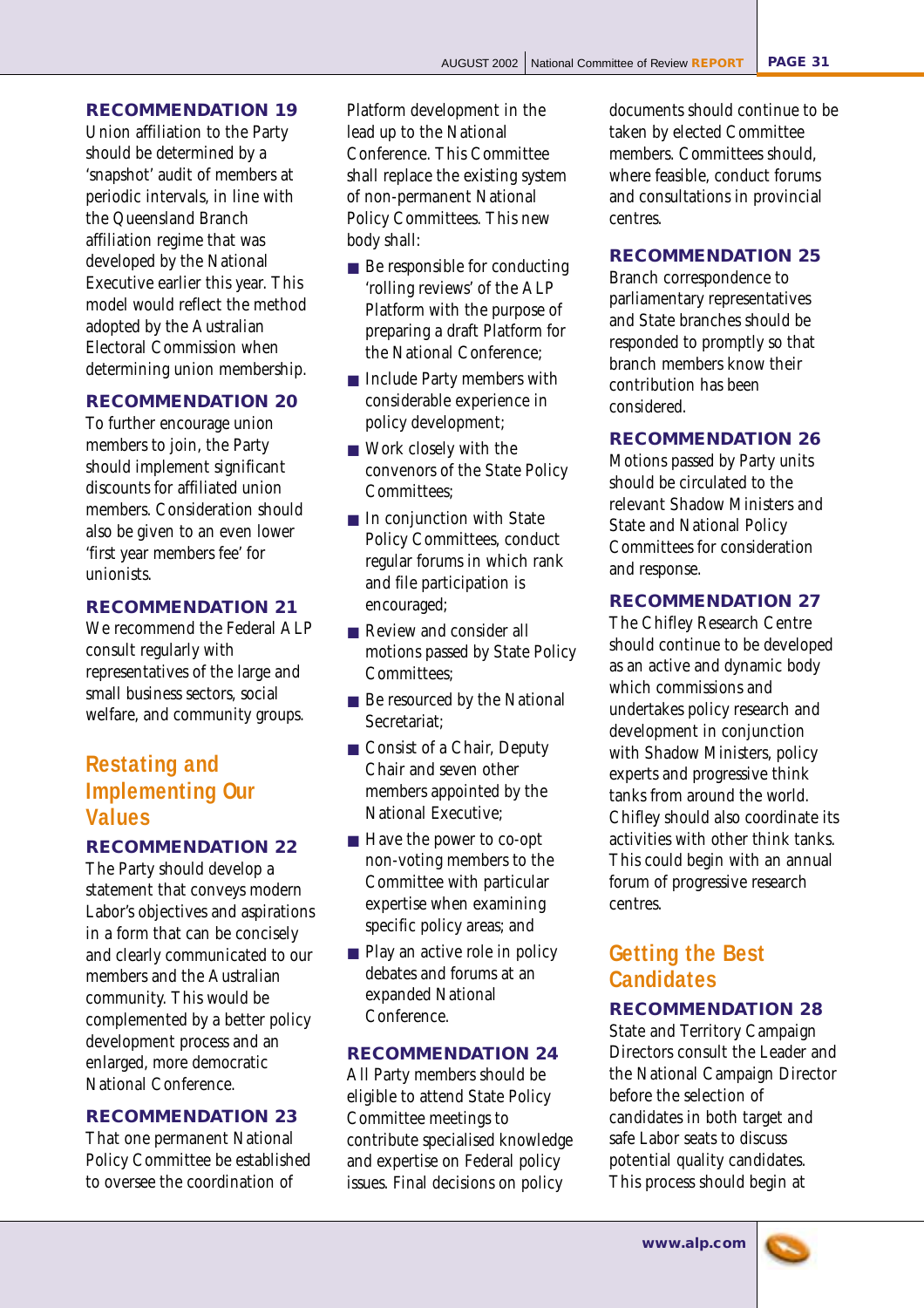### RECOMMENDATION 19

Union affiliation to the Party should be determined by a 'snapshot' audit of members at periodic intervals, in line with the Queensland Branch affiliation regime that was developed by the National Executive earlier this year. This model would reflect the method adopted by the Australian Electoral Commission when determining union membership.

### RECOMMENDATION 20

To further encourage union members to join, the Party should implement significant discounts for affiliated union members. Consideration should also be given to an even lower 'first year members fee' for unionists.

### RECOMMENDATION 21

We recommend the Federal ALP consult regularly with representatives of the large and small business sectors, social welfare, and community groups.

## Restating and Implementing Our Values

### RECOMMENDATION 22

The Party should develop a statement that conveys modern Labor's objectives and aspirations in a form that can be concisely and clearly communicated to our members and the Australian community. This would be complemented by a better policy development process and an enlarged, more democratic National Conference.

### RECOMMENDATION 23

That one permanent National Policy Committee be established to oversee the coordination of Platform development in the lead up to the National Conference. This Committee shall replace the existing system of non-permanent National Policy Committees. This new body shall:

- Be responsible for conducting 'rolling reviews' of the ALP Platform with the purpose of preparing a draft Platform for the National Conference;
- Include Party members with considerable experience in policy development;
- Work closely with the convenors of the State Policy Committees;
- In conjunction with State Policy Committees, conduct regular forums in which rank and file participation is encouraged;
- Review and consider all motions passed by State Policy Committees;
- Be resourced by the National Secretariat;
- Consist of a Chair, Deputy Chair and seven other members appointed by the National Executive;
- Have the power to co-opt non-voting members to the Committee with particular expertise when examining specific policy areas; and
- Play an active role in policy debates and forums at an expanded National Conference.

### RECOMMENDATION 24

All Party members should be eligible to attend State Policy Committee meetings to contribute specialised knowledge and expertise on Federal policy issues. Final decisions on policy documents should continue to be taken by elected Committee members. Committees should, where feasible, conduct forums and consultations in provincial centres.

### RECOMMENDATION 25

Branch correspondence to parliamentary representatives and State branches should be responded to promptly so that branch members know their contribution has been considered.

### RECOMMENDATION 26

Motions passed by Party units should be circulated to the relevant Shadow Ministers and State and National Policy Committees for consideration and response.

### RECOMMENDATION 27

The Chifley Research Centre should continue to be developed as an active and dynamic body which commissions and undertakes policy research and development in conjunction with Shadow Ministers, policy experts and progressive think tanks from around the world. Chifley should also coordinate its activities with other think tanks. This could begin with an annual forum of progressive research centres.

## Getting the Best Candidates

### RECOMMENDATION 28

State and Territory Campaign Directors consult the Leader and the National Campaign Director before the selection of candidates in both target and safe Labor seats to discuss potential quality candidates. This process should begin at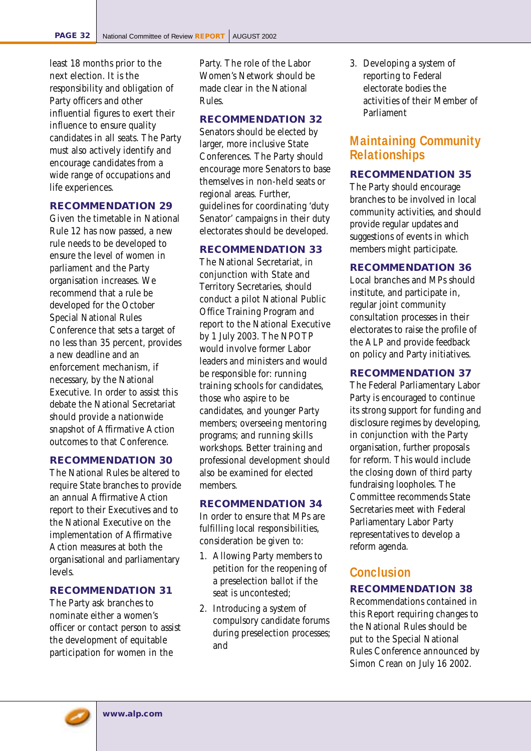least 18 months prior to the next election. It is the responsibility and obligation of Party officers and other influential figures to exert their influence to ensure quality candidates in all seats. The Party must also actively identify and encourage candidates from a wide range of occupations and life experiences.

### RECOMMENDATION 29

Given the timetable in National Rule 12 has now passed, a new rule needs to be developed to ensure the level of women in parliament and the Party organisation increases. We recommend that a rule be developed for the October Special National Rules Conference that sets a target of no less than 35 percent, provides a new deadline and an enforcement mechanism, if necessary, by the National Executive. In order to assist this debate the National Secretariat should provide a nationwide snapshot of Affirmative Action outcomes to that Conference.

### RECOMMENDATION 30

The National Rules be altered to require State branches to provide an annual Affirmative Action report to their Executives and to the National Executive on the implementation of Affirmative Action measures at both the organisational and parliamentary levels.

### RECOMMENDATION 31

The Party ask branches to nominate either a women's officer or contact person to assist the development of equitable participation for women in the Party. The role of the Labor Women's Network should be made clear in the National Rules.

### RECOMMENDATION 32

Senators should be elected by larger, more inclusive State Conferences. The Party should encourage more Senators to base themselves in non-held seats or regional areas. Further, guidelines for coordinating 'duty Senator' campaigns in their duty electorates should be developed.

### RECOMMENDATION 33

The National Secretariat, in conjunction with State and Territory Secretaries, should conduct a pilot National Public Office Training Program and report to the National Executive by 1 July 2003. The NPOTP would involve former Labor leaders and ministers and would be responsible for: running training schools for candidates, those who aspire to be candidates, and younger Party members; overseeing mentoring programs; and running skills workshops. Better training and professional development should also be examined for elected members.

### RECOMMENDATION 34

In order to ensure that MPs are fulfilling local responsibilities, consideration be given to:

1. Allowing Party members to petition for the reopening of a preselection ballot if the seat is uncontested;
2. Introducing a system of compulsory candidate forums during preselection processes; and
3. Developing a system of reporting to Federal electorate bodies the activities of their Member of Parliament

## Maintaining Community Relationships

### RECOMMENDATION 35

The Party should encourage branches to be involved in local community activities, and should provide regular updates and suggestions of events in which members might participate.

### RECOMMENDATION 36

Local branches and MPs should institute, and participate in, regular joint community consultation processes in their electorates to raise the profile of the ALP and provide feedback on policy and Party initiatives.

### RECOMMENDATION 37

The Federal Parliamentary Labor Party is encouraged to continue its strong support for funding and disclosure regimes by developing, in conjunction with the Party organisation, further proposals for reform. This would include the closing down of third party fundraising loopholes. The Committee recommends State Secretaries meet with Federal Parliamentary Labor Party representatives to develop a reform agenda.

## Conclusion

### RECOMMENDATION 38

Recommendations contained in this Report requiring changes to the National Rules should be put to the Special National Rules Conference announced by Simon Crean on July 16 2002.